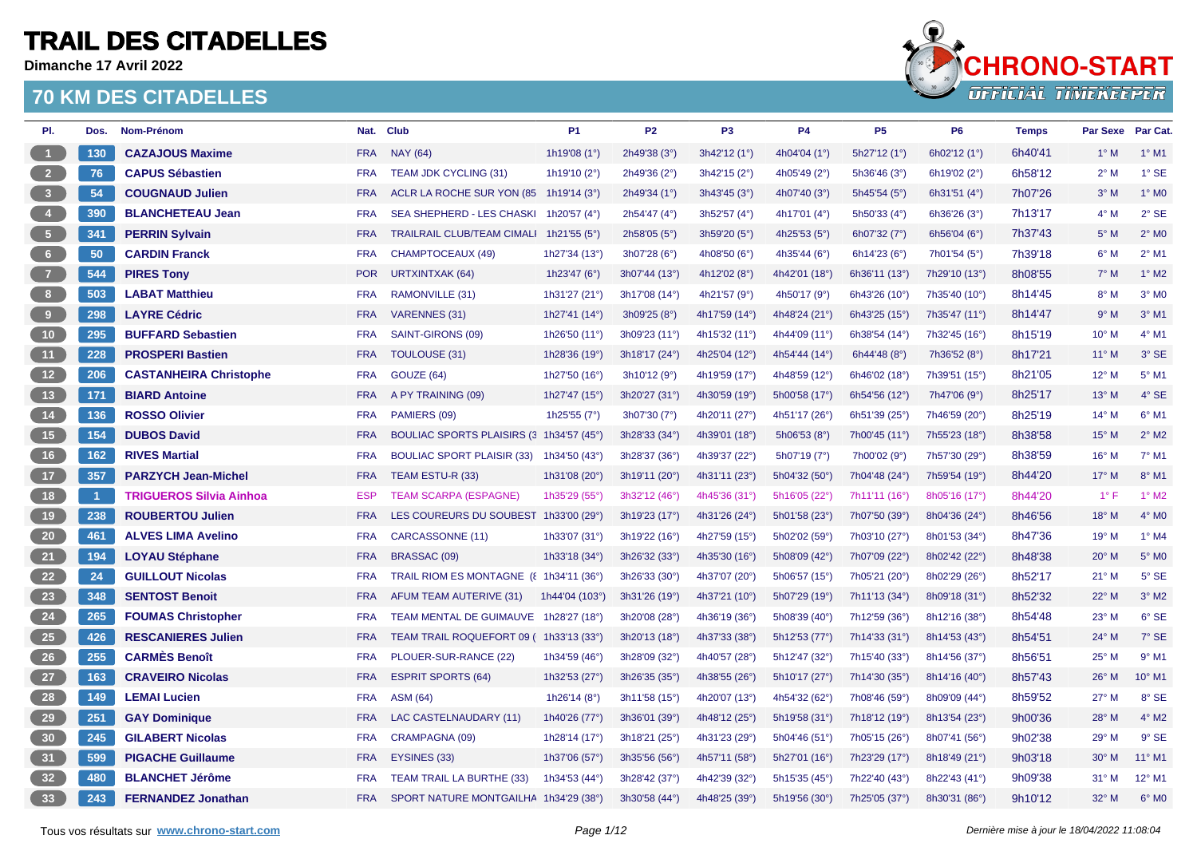# TRAIL DES CITADELLES

**Dimanche 17 Avril 2022**

## 70 KM DES CITADELLES

| Pl. | Dos. | Nom-Prénom | Nat. | Club | P1 | P2 | P3 | P4 | P5 | P6 | Temps | Par Sexe | Par Cat. |
|---|---|---|---|---|---|---|---|---|---|---|---|---|---|
| 1 | 130 | **CAZAJOUS Maxime** | FRA | NAY (64) | 1h19'08 (1°) | 2h49'38 (3°) | 3h42'12 (1°) | 4h04'04 (1°) | 5h27'12 (1°) | 6h02'12 (1°) | 6h40'41 | 1° M | 1° M1 |
| 2 | 76 | **CAPUS Sébastien** | FRA | TEAM JDK CYCLING (31) | 1h19'10 (2°) | 2h49'36 (2°) | 3h42'15 (2°) | 4h05'49 (2°) | 5h36'46 (3°) | 6h19'02 (2°) | 6h58'12 | 2° M | 1° SE |
| 3 | 54 | **COUGNAUD Julien** | FRA | ACLR LA ROCHE SUR YON (85 | 1h19'14 (3°) | 2h49'34 (1°) | 3h43'45 (3°) | 4h07'40 (3°) | 5h45'54 (5°) | 6h31'51 (4°) | 7h07'26 | 3° M | 1° M0 |
| 4 | 390 | **BLANCHETEAU Jean** | FRA | SEA SHEPHERD - LES CHASKI | 1h20'57 (4°) | 2h54'47 (4°) | 3h52'57 (4°) | 4h17'01 (4°) | 5h50'33 (4°) | 6h36'26 (3°) | 7h13'17 | 4° M | 2° SE |
| 5 | 341 | **PERRIN Sylvain** | FRA | TRAILRAIL CLUB/TEAM CIMALI | 1h21'55 (5°) | 2h58'05 (5°) | 3h59'20 (5°) | 4h25'53 (5°) | 6h07'32 (7°) | 6h56'04 (6°) | 7h37'43 | 5° M | 2° M0 |
| 6 | 50 | **CARDIN Franck** | FRA | CHAMPTOCEAUX (49) | 1h27'34 (13°) | 3h07'28 (6°) | 4h08'50 (6°) | 4h35'44 (6°) | 6h14'23 (6°) | 7h01'54 (5°) | 7h39'18 | 6° M | 2° M1 |
| 7 | 544 | **PIRES Tony** | POR | URTXINTXAK (64) | 1h23'47 (6°) | 3h07'44 (13°) | 4h12'02 (8°) | 4h42'01 (18°) | 6h36'11 (13°) | 7h29'10 (13°) | 8h08'55 | 7° M | 1° M2 |
| 8 | 503 | **LABAT Matthieu** | FRA | RAMONVILLE (31) | 1h31'27 (21°) | 3h17'08 (14°) | 4h21'57 (9°) | 4h50'17 (9°) | 6h43'26 (10°) | 7h35'40 (10°) | 8h14'45 | 8° M | 3° M0 |
| 9 | 298 | **LAYRE Cédric** | FRA | VARENNES (31) | 1h27'41 (14°) | 3h09'25 (8°) | 4h17'59 (14°) | 4h48'24 (21°) | 6h43'25 (15°) | 7h35'47 (11°) | 8h14'47 | 9° M | 3° M1 |
| 10 | 295 | **BUFFARD Sebastien** | FRA | SAINT-GIRONS (09) | 1h26'50 (11°) | 3h09'23 (11°) | 4h15'32 (11°) | 4h44'09 (11°) | 6h38'54 (14°) | 7h32'45 (16°) | 8h15'19 | 10° M | 4° M1 |
| 11 | 228 | **PROSPERI Bastien** | FRA | TOULOUSE (31) | 1h28'36 (19°) | 3h18'17 (24°) | 4h25'04 (12°) | 4h54'44 (14°) | 6h44'48 (8°) | 7h36'52 (8°) | 8h17'21 | 11° M | 3° SE |
| 12 | 206 | **CASTANHEIRA Christophe** | FRA | GOUZE (64) | 1h27'50 (16°) | 3h10'12 (9°) | 4h19'59 (17°) | 4h48'59 (12°) | 6h46'02 (18°) | 7h39'51 (15°) | 8h21'05 | 12° M | 5° M1 |
| 13 | 171 | **BIARD Antoine** | FRA | A PY TRAINING (09) | 1h27'47 (15°) | 3h20'27 (31°) | 4h30'59 (19°) | 5h00'58 (17°) | 6h54'56 (12°) | 7h47'06 (9°) | 8h25'17 | 13° M | 4° SE |
| 14 | 136 | **ROSSO Olivier** | FRA | PAMIERS (09) | 1h25'55 (7°) | 3h07'30 (7°) | 4h20'11 (27°) | 4h51'17 (26°) | 6h51'39 (25°) | 7h46'59 (20°) | 8h25'19 | 14° M | 6° M1 |
| 15 | 154 | **DUBOS David** | FRA | BOULIAC SPORTS PLAISIRS (3 | 1h34'57 (45°) | 3h28'33 (34°) | 4h39'01 (18°) | 5h06'53 (8°) | 7h00'45 (11°) | 7h55'23 (18°) | 8h38'58 | 15° M | 2° M2 |
| 16 | 162 | **RIVES Martial** | FRA | BOULIAC SPORT PLAISIR (33) | 1h34'50 (43°) | 3h28'37 (36°) | 4h39'37 (22°) | 5h07'19 (7°) | 7h00'02 (9°) | 7h57'30 (29°) | 8h38'59 | 16° M | 7° M1 |
| 17 | 357 | **PARZYCH Jean-Michel** | FRA | TEAM ESTU-R (33) | 1h31'08 (20°) | 3h19'11 (20°) | 4h31'11 (23°) | 5h04'32 (50°) | 7h04'48 (24°) | 7h59'54 (19°) | 8h44'20 | 17° M | 8° M1 |
| 18 | 1 | **TRIGUEROS Silvia Ainhoa** | ESP | TEAM SCARPA (ESPAGNE) | 1h35'29 (55°) | 3h32'12 (46°) | 4h45'36 (31°) | 5h16'05 (22°) | 7h11'11 (16°) | 8h05'16 (17°) | 8h44'20 | 1° F | 1° M2 |
| 19 | 238 | **ROUBERTOU Julien** | FRA | LES COUREURS DU SOUBEST | 1h33'00 (29°) | 3h19'23 (17°) | 4h31'26 (24°) | 5h01'58 (23°) | 7h07'50 (39°) | 8h04'36 (24°) | 8h46'56 | 18° M | 4° M0 |
| 20 | 461 | **ALVES LIMA Avelino** | FRA | CARCASSONNE (11) | 1h33'07 (31°) | 3h19'22 (16°) | 4h27'59 (15°) | 5h02'02 (59°) | 7h03'10 (27°) | 8h01'53 (34°) | 8h47'36 | 19° M | 1° M4 |
| 21 | 194 | **LOYAU Stéphane** | FRA | BRASSAC (09) | 1h33'18 (34°) | 3h26'32 (33°) | 4h35'30 (16°) | 5h08'09 (42°) | 7h07'09 (22°) | 8h02'42 (22°) | 8h48'38 | 20° M | 5° M0 |
| 22 | 24 | **GUILLOUT Nicolas** | FRA | TRAIL RIOM ES MONTAGNE (8 | 1h34'11 (36°) | 3h26'33 (30°) | 4h37'07 (20°) | 5h06'57 (15°) | 7h05'21 (20°) | 8h02'29 (26°) | 8h52'17 | 21° M | 5° SE |
| 23 | 348 | **SENTOST Benoit** | FRA | AFUM TEAM AUTERIVE (31) | 1h44'04 (103°) | 3h31'26 (19°) | 4h37'21 (10°) | 5h07'29 (19°) | 7h11'13 (34°) | 8h09'18 (31°) | 8h52'32 | 22° M | 3° M2 |
| 24 | 265 | **FOUMAS Christopher** | FRA | TEAM MENTAL DE GUIMAUVE | 1h28'27 (18°) | 3h20'08 (28°) | 4h36'19 (36°) | 5h08'39 (40°) | 7h12'59 (36°) | 8h12'16 (38°) | 8h54'48 | 23° M | 6° SE |
| 25 | 426 | **RESCANIERES Julien** | FRA | TEAM TRAIL ROQUEFORT 09 ( | 1h33'13 (33°) | 3h20'13 (18°) | 4h37'33 (38°) | 5h12'53 (77°) | 7h14'33 (31°) | 8h14'53 (43°) | 8h54'51 | 24° M | 7° SE |
| 26 | 255 | **CARMÈS Benoît** | FRA | PLOUER-SUR-RANCE (22) | 1h34'59 (46°) | 3h28'09 (32°) | 4h40'57 (28°) | 5h12'47 (32°) | 7h15'40 (33°) | 8h14'56 (37°) | 8h56'51 | 25° M | 9° M1 |
| 27 | 163 | **CRAVEIRO Nicolas** | FRA | ESPRIT SPORTS (64) | 1h32'53 (27°) | 3h26'35 (35°) | 4h38'55 (26°) | 5h10'17 (27°) | 7h14'30 (35°) | 8h14'16 (40°) | 8h57'43 | 26° M | 10° M1 |
| 28 | 149 | **LEMAI Lucien** | FRA | ASM (64) | 1h26'14 (8°) | 3h11'58 (15°) | 4h20'07 (13°) | 4h54'32 (62°) | 7h08'46 (59°) | 8h09'09 (44°) | 8h59'52 | 27° M | 8° SE |
| 29 | 251 | **GAY Dominique** | FRA | LAC CASTELNAUDARY (11) | 1h40'26 (77°) | 3h36'01 (39°) | 4h48'12 (25°) | 5h19'58 (31°) | 7h18'12 (19°) | 8h13'54 (23°) | 9h00'36 | 28° M | 4° M2 |
| 30 | 245 | **GILABERT Nicolas** | FRA | CRAMPAGNA (09) | 1h28'14 (17°) | 3h18'21 (25°) | 4h31'23 (29°) | 5h04'46 (51°) | 7h05'15 (26°) | 8h07'41 (56°) | 9h02'38 | 29° M | 9° SE |
| 31 | 599 | **PIGACHE Guillaume** | FRA | EYSINES (33) | 1h37'06 (57°) | 3h35'56 (56°) | 4h57'11 (58°) | 5h27'01 (16°) | 7h23'29 (17°) | 8h18'49 (21°) | 9h03'18 | 30° M | 11° M1 |
| 32 | 480 | **BLANCHET Jérôme** | FRA | TEAM TRAIL LA BURTHE (33) | 1h34'53 (44°) | 3h28'42 (37°) | 4h42'39 (32°) | 5h15'35 (45°) | 7h22'40 (43°) | 8h22'43 (41°) | 9h09'38 | 31° M | 12° M1 |
| 33 | 243 | **FERNANDEZ Jonathan** | FRA | SPORT NATURE MONTGAILHA | 1h34'29 (38°) | 3h30'58 (44°) | 4h48'25 (39°) | 5h19'56 (30°) | 7h25'05 (37°) | 8h30'31 (86°) | 9h10'12 | 32° M | 6° M0 |

Tous vos résultats sur www.chrono-start.com

Dernière mise à jour le 18/04/2022 11:08:04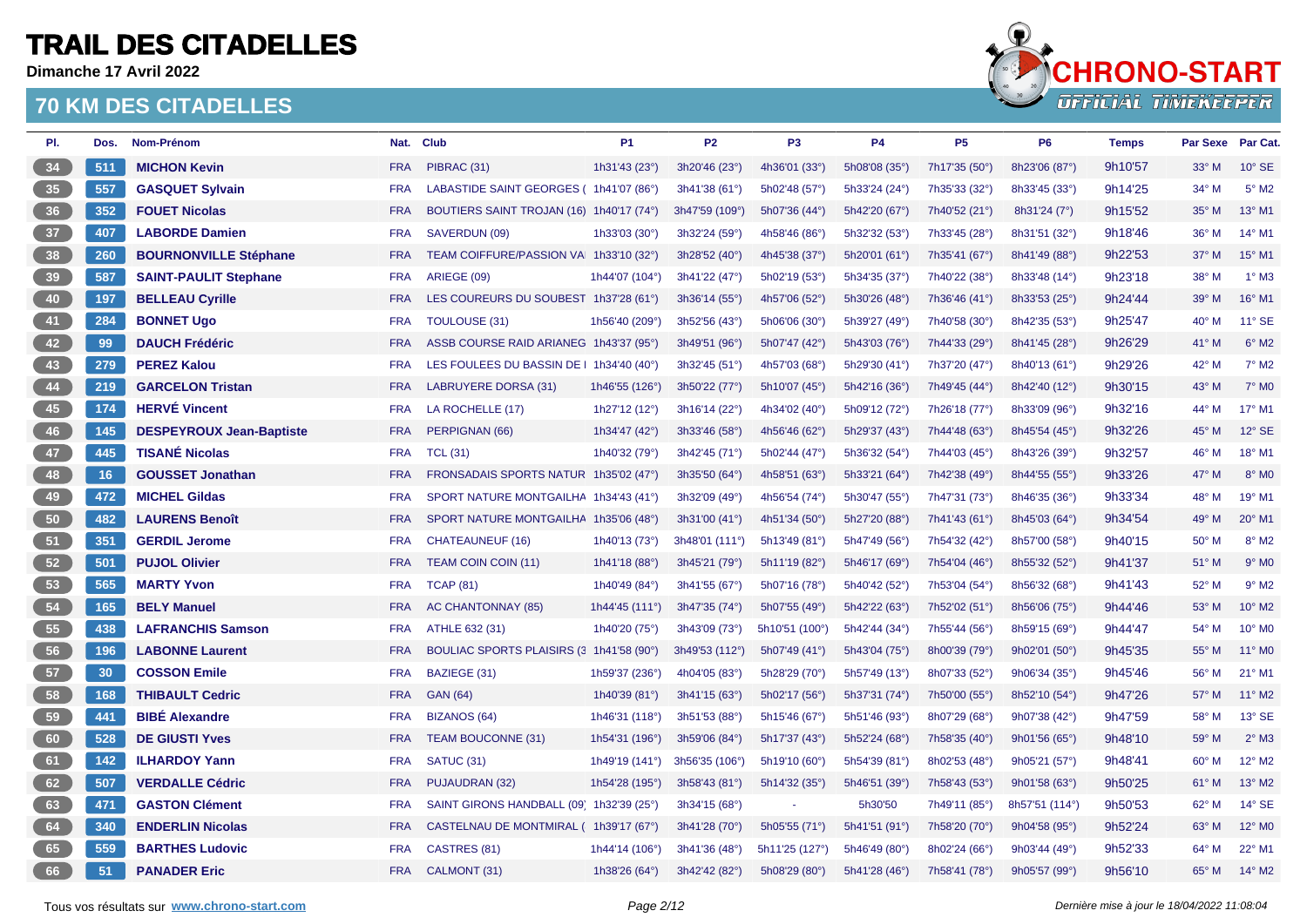# TRAIL DES CITADELLES

**Dimanche 17 Avril 2022**

## 70 KM DES CITADELLES

| Pl. | Dos. | Nom-Prénom | Nat. | Club | P1 | P2 | P3 | P4 | P5 | P6 | Temps | Par Sexe | Par Cat. |
|---|---|---|---|---|---|---|---|---|---|---|---|---|---|
| 34 | 511 | **MICHON Kevin** | FRA | PIBRAC (31) | 1h31'43 (23°) | 3h20'46 (23°) | 4h36'01 (33°) | 5h08'08 (35°) | 7h17'35 (50°) | 8h23'06 (87°) | 9h10'57 | 33° M | 10° SE |
| 35 | 557 | **GASQUET Sylvain** | FRA | LABASTIDE SAINT GEORGES ( | 1h41'07 (86°) | 3h41'38 (61°) | 5h02'48 (57°) | 5h33'24 (24°) | 7h35'33 (32°) | 8h33'45 (33°) | 9h14'25 | 34° M | 5° M2 |
| 36 | 352 | **FOUET Nicolas** | FRA | BOUTIERS SAINT TROJAN (16) | 1h40'17 (74°) | 3h47'59 (109°) | 5h07'36 (44°) | 5h42'20 (67°) | 7h40'52 (21°) | 8h31'24 (7°) | 9h15'52 | 35° M | 13° M1 |
| 37 | 407 | **LABORDE Damien** | FRA | SAVERDUN (09) | 1h33'03 (30°) | 3h32'24 (59°) | 4h58'46 (86°) | 5h32'32 (53°) | 7h33'45 (28°) | 8h31'51 (32°) | 9h18'46 | 36° M | 14° M1 |
| 38 | 260 | **BOURNONVILLE Stéphane** | FRA | TEAM COIFFURE/PASSION VA | 1h33'10 (32°) | 3h28'52 (40°) | 4h45'38 (37°) | 5h20'01 (61°) | 7h35'41 (67°) | 8h41'49 (88°) | 9h22'53 | 37° M | 15° M1 |
| 39 | 587 | **SAINT-PAULIT Stephane** | FRA | ARIEGE (09) | 1h44'07 (104°) | 3h41'22 (47°) | 5h02'19 (53°) | 5h34'35 (37°) | 7h40'22 (38°) | 8h33'48 (14°) | 9h23'18 | 38° M | 1° M3 |
| 40 | 197 | **BELLEAU Cyrille** | FRA | LES COUREURS DU SOUBEST | 1h37'28 (61°) | 3h36'14 (55°) | 4h57'06 (52°) | 5h30'26 (48°) | 7h36'46 (41°) | 8h33'53 (25°) | 9h24'44 | 39° M | 16° M1 |
| 41 | 284 | **BONNET Ugo** | FRA | TOULOUSE (31) | 1h56'40 (209°) | 3h52'56 (43°) | 5h06'06 (30°) | 5h39'27 (49°) | 7h40'58 (30°) | 8h42'35 (53°) | 9h25'47 | 40° M | 11° SE |
| 42 | 99 | **DAUCH Frédéric** | FRA | ASSB COURSE RAID ARIANEG | 1h43'37 (95°) | 3h49'51 (96°) | 5h07'47 (42°) | 5h43'03 (76°) | 7h44'33 (29°) | 8h41'45 (28°) | 9h26'29 | 41° M | 6° M2 |
| 43 | 279 | **PEREZ Kalou** | FRA | LES FOULEES DU BASSIN DE I | 1h34'40 (40°) | 3h32'45 (51°) | 4h57'03 (68°) | 5h29'30 (41°) | 7h37'20 (47°) | 8h40'13 (61°) | 9h29'26 | 42° M | 7° M2 |
| 44 | 219 | **GARCELON Tristan** | FRA | LABRUYERE DORSA (31) | 1h46'55 (126°) | 3h50'22 (77°) | 5h10'07 (45°) | 5h42'16 (36°) | 7h49'45 (44°) | 8h42'40 (12°) | 9h30'15 | 43° M | 7° M0 |
| 45 | 174 | **HERVÉ Vincent** | FRA | LA ROCHELLE (17) | 1h27'12 (12°) | 3h16'14 (22°) | 4h34'02 (40°) | 5h09'12 (72°) | 7h26'18 (77°) | 8h33'09 (96°) | 9h32'16 | 44° M | 17° M1 |
| 46 | 145 | **DESPEYROUX Jean-Baptiste** | FRA | PERPIGNAN (66) | 1h34'47 (42°) | 3h33'46 (58°) | 4h56'46 (62°) | 5h29'37 (43°) | 7h44'48 (63°) | 8h45'54 (45°) | 9h32'26 | 45° M | 12° SE |
| 47 | 445 | **TISANÉ Nicolas** | FRA | TCL (31) | 1h40'32 (79°) | 3h42'45 (71°) | 5h02'44 (47°) | 5h36'32 (54°) | 7h44'03 (45°) | 8h43'26 (39°) | 9h32'57 | 46° M | 18° M1 |
| 48 | 16 | **GOUSSET Jonathan** | FRA | FRONSADAIS SPORTS NATUR | 1h35'02 (47°) | 3h35'50 (64°) | 4h58'51 (63°) | 5h33'21 (64°) | 7h42'38 (49°) | 8h44'55 (55°) | 9h33'26 | 47° M | 8° M0 |
| 49 | 472 | **MICHEL Gildas** | FRA | SPORT NATURE MONTGAILHA | 1h34'43 (41°) | 3h32'09 (49°) | 4h56'54 (74°) | 5h30'47 (55°) | 7h47'31 (73°) | 8h46'35 (36°) | 9h33'34 | 48° M | 19° M1 |
| 50 | 482 | **LAURENS Benoît** | FRA | SPORT NATURE MONTGAILHA | 1h35'06 (48°) | 3h31'00 (41°) | 4h51'34 (50°) | 5h27'20 (88°) | 7h41'43 (61°) | 8h45'03 (64°) | 9h34'54 | 49° M | 20° M1 |
| 51 | 351 | **GERDIL Jerome** | FRA | CHATEAUNEUF (16) | 1h40'13 (73°) | 3h48'01 (111°) | 5h13'49 (81°) | 5h47'49 (56°) | 7h54'32 (42°) | 8h57'00 (58°) | 9h40'15 | 50° M | 8° M2 |
| 52 | 501 | **PUJOL Olivier** | FRA | TEAM COIN COIN (11) | 1h41'18 (88°) | 3h45'21 (79°) | 5h11'19 (82°) | 5h46'17 (69°) | 7h54'04 (46°) | 8h55'32 (52°) | 9h41'37 | 51° M | 9° M0 |
| 53 | 565 | **MARTY Yvon** | FRA | TCAP (81) | 1h40'49 (84°) | 3h41'55 (67°) | 5h07'16 (78°) | 5h40'42 (52°) | 7h53'04 (54°) | 8h56'32 (68°) | 9h41'43 | 52° M | 9° M2 |
| 54 | 165 | **BELY Manuel** | FRA | AC CHANTONNAY (85) | 1h44'45 (111°) | 3h47'35 (74°) | 5h07'55 (49°) | 5h42'22 (63°) | 7h52'02 (51°) | 8h56'06 (75°) | 9h44'46 | 53° M | 10° M2 |
| 55 | 438 | **LAFRANCHIS Samson** | FRA | ATHLE 632 (31) | 1h40'20 (75°) | 3h43'09 (73°) | 5h10'51 (100°) | 5h42'44 (34°) | 7h55'44 (56°) | 8h59'15 (69°) | 9h44'47 | 54° M | 10° M0 |
| 56 | 196 | **LABONNE Laurent** | FRA | BOULIAC SPORTS PLAISIRS (3 | 1h41'58 (90°) | 3h49'53 (112°) | 5h07'49 (41°) | 5h43'04 (75°) | 8h00'39 (79°) | 9h02'01 (50°) | 9h45'35 | 55° M | 11° M0 |
| 57 | 30 | **COSSON Emile** | FRA | BAZIEGE (31) | 1h59'37 (236°) | 4h04'05 (83°) | 5h28'29 (70°) | 5h57'49 (13°) | 8h07'33 (52°) | 9h06'34 (35°) | 9h45'46 | 56° M | 21° M1 |
| 58 | 168 | **THIBAULT Cedric** | FRA | GAN (64) | 1h40'39 (81°) | 3h41'15 (63°) | 5h02'17 (56°) | 5h37'31 (74°) | 7h50'00 (55°) | 8h52'10 (54°) | 9h47'26 | 57° M | 11° M2 |
| 59 | 441 | **BIBÉ Alexandre** | FRA | BIZANOS (64) | 1h46'31 (118°) | 3h51'53 (88°) | 5h15'46 (67°) | 5h51'46 (93°) | 8h07'29 (68°) | 9h07'38 (42°) | 9h47'59 | 58° M | 13° SE |
| 60 | 528 | **DE GIUSTI Yves** | FRA | TEAM BOUCONNE (31) | 1h54'31 (196°) | 3h59'06 (84°) | 5h17'37 (43°) | 5h52'24 (68°) | 7h58'35 (40°) | 9h01'56 (65°) | 9h48'10 | 59° M | 2° M3 |
| 61 | 142 | **ILHARDOY Yann** | FRA | SATUC (31) | 1h49'19 (141°) | 3h56'35 (106°) | 5h19'10 (60°) | 5h54'39 (81°) | 8h02'53 (48°) | 9h05'21 (57°) | 9h48'41 | 60° M | 12° M2 |
| 62 | 507 | **VERDALLE Cédric** | FRA | PUJAUDRAN (32) | 1h54'28 (195°) | 3h58'43 (81°) | 5h14'32 (35°) | 5h46'51 (39°) | 7h58'43 (53°) | 9h01'58 (63°) | 9h50'25 | 61° M | 13° M2 |
| 63 | 471 | **GASTON Clément** | FRA | SAINT GIRONS HANDBALL (09) | 1h32'39 (25°) | 3h34'15 (68°) | - | 5h30'50 | 7h49'11 (85°) | 8h57'51 (114°) | 9h50'53 | 62° M | 14° SE |
| 64 | 340 | **ENDERLIN Nicolas** | FRA | CASTELNAU DE MONTMIRAL ( | 1h39'17 (67°) | 3h41'28 (70°) | 5h05'55 (71°) | 5h41'51 (91°) | 7h58'20 (70°) | 9h04'58 (95°) | 9h52'24 | 63° M | 12° M0 |
| 65 | 559 | **BARTHES Ludovic** | FRA | CASTRES (81) | 1h44'14 (106°) | 3h41'36 (48°) | 5h11'25 (127°) | 5h46'49 (80°) | 8h02'24 (66°) | 9h03'44 (49°) | 9h52'33 | 64° M | 22° M1 |
| 66 | 51 | **PANADER Eric** | FRA | CALMONT (31) | 1h38'26 (64°) | 3h42'42 (82°) | 5h08'29 (80°) | 5h41'28 (46°) | 7h58'41 (78°) | 9h05'57 (99°) | 9h56'10 | 65° M | 14° M2 |

Tous vos résultats sur **www.chrono-start.com**

*Dernière mise à jour le 18/04/2022 11:08:04*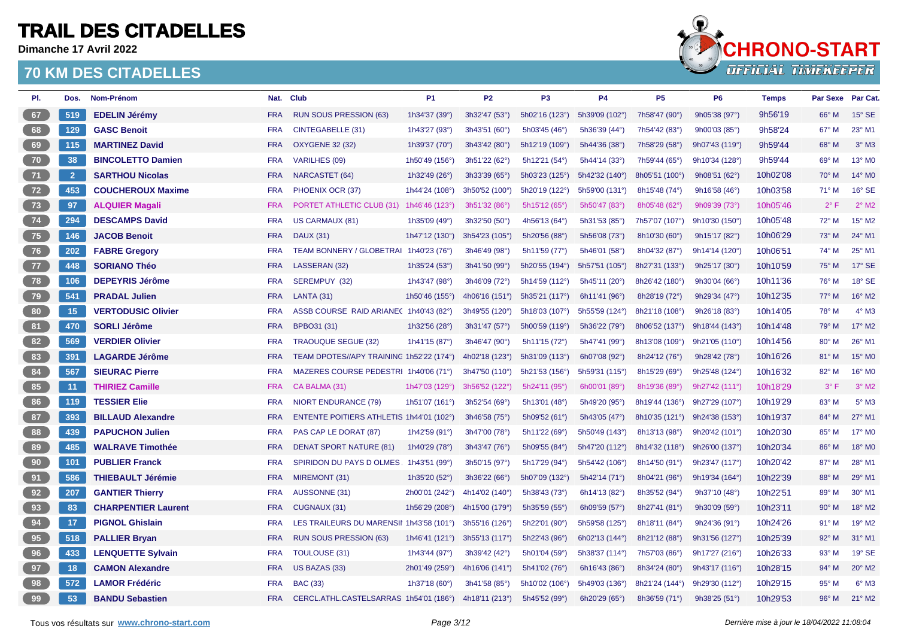# TRAIL DES CITADELLES

**Dimanche 17 Avril 2022**

## 70 KM DES CITADELLES

| Pl. | Dos. | Nom-Prénom | Nat. | Club | P1 | P2 | P3 | P4 | P5 | P6 | Temps | Par Sexe | Par Cat. |
|---|---|---|---|---|---|---|---|---|---|---|---|---|---|
| 67 | 519 | **EDELIN Jérémy** | FRA | RUN SOUS PRESSION (63) | 1h34'37 (39°) | 3h32'47 (53°) | 5h02'16 (123°) | 5h39'09 (102°) | 7h58'47 (90°) | 9h05'38 (97°) | 9h56'19 | 66° M | 15° SE |
| 68 | 129 | **GASC Benoit** | FRA | CINTEGABELLE (31) | 1h43'27 (93°) | 3h43'51 (60°) | 5h03'45 (46°) | 5h36'39 (44°) | 7h54'42 (83°) | 9h00'03 (85°) | 9h58'24 | 67° M | 23° M1 |
| 69 | 115 | **MARTINEZ David** | FRA | OXYGENE 32 (32) | 1h39'37 (70°) | 3h43'42 (80°) | 5h12'19 (109°) | 5h44'36 (38°) | 7h58'29 (58°) | 9h07'43 (119°) | 9h59'44 | 68° M | 3° M3 |
| 70 | 38 | **BINCOLETTO Damien** | FRA | VARILHES (09) | 1h50'49 (156°) | 3h51'22 (62°) | 5h12'21 (54°) | 5h44'14 (33°) | 7h59'44 (65°) | 9h10'34 (128°) | 9h59'44 | 69° M | 13° M0 |
| 71 | 2 | **SARTHOU Nicolas** | FRA | NARCASTET (64) | 1h32'49 (26°) | 3h33'39 (65°) | 5h03'23 (125°) | 5h42'32 (140°) | 8h05'51 (100°) | 9h08'51 (62°) | 10h02'08 | 70° M | 14° M0 |
| 72 | 453 | **COUCHEROUX Maxime** | FRA | PHOENIX OCR (37) | 1h44'24 (108°) | 3h50'52 (100°) | 5h20'19 (122°) | 5h59'00 (131°) | 8h15'48 (74°) | 9h16'58 (46°) | 10h03'58 | 71° M | 16° SE |
| 73 | 97 | **ALQUIER Magali** | FRA | PORTET ATHLETIC CLUB (31) | 1h46'46 (123°) | 3h51'32 (86°) | 5h15'12 (65°) | 5h50'47 (83°) | 8h05'48 (62°) | 9h09'39 (73°) | 10h05'46 | 2° F | 2° M2 |
| 74 | 294 | **DESCAMPS David** | FRA | US CARMAUX (81) | 1h35'09 (49°) | 3h32'50 (50°) | 4h56'13 (64°) | 5h31'53 (85°) | 7h57'07 (107°) | 9h10'30 (150°) | 10h05'48 | 72° M | 15° M2 |
| 75 | 146 | **JACOB Benoit** | FRA | DAUX (31) | 1h47'12 (130°) | 3h54'23 (105°) | 5h20'56 (88°) | 5h56'08 (73°) | 8h10'30 (60°) | 9h15'17 (82°) | 10h06'29 | 73° M | 24° M1 |
| 76 | 202 | **FABRE Gregory** | FRA | TEAM BONNERY / GLOBETRAI | 1h40'23 (76°) | 3h46'49 (98°) | 5h11'59 (77°) | 5h46'01 (58°) | 8h04'32 (87°) | 9h14'14 (120°) | 10h06'51 | 74° M | 25° M1 |
| 77 | 448 | **SORIANO Théo** | FRA | LASSERAN (32) | 1h35'24 (53°) | 3h41'50 (99°) | 5h20'55 (194°) | 5h57'51 (105°) | 8h27'31 (133°) | 9h25'17 (30°) | 10h10'59 | 75° M | 17° SE |
| 78 | 106 | **DEPEYRIS Jérôme** | FRA | SEREMPUY (32) | 1h43'47 (98°) | 3h46'09 (72°) | 5h14'59 (112°) | 5h45'11 (20°) | 8h26'42 (180°) | 9h30'04 (66°) | 10h11'36 | 76° M | 18° SE |
| 79 | 541 | **PRADAL Julien** | FRA | LANTA (31) | 1h50'46 (155°) | 4h06'16 (151°) | 5h35'21 (117°) | 6h11'41 (96°) | 8h28'19 (72°) | 9h29'34 (47°) | 10h12'35 | 77° M | 16° M2 |
| 80 | 15 | **VERTODUSIC Olivier** | FRA | ASSB COURSE RAID ARIANEC | 1h40'43 (82°) | 3h49'55 (120°) | 5h18'03 (107°) | 5h55'59 (124°) | 8h21'18 (108°) | 9h26'18 (83°) | 10h14'05 | 78° M | 4° M3 |
| 81 | 470 | **SORLI Jérôme** | FRA | BPBO31 (31) | 1h32'56 (28°) | 3h31'47 (57°) | 5h00'59 (119°) | 5h36'22 (79°) | 8h06'52 (137°) | 9h18'44 (143°) | 10h14'48 | 79° M | 17° M2 |
| 82 | 569 | **VERDIER Olivier** | FRA | TRAOUQUE SEGUE (32) | 1h41'15 (87°) | 3h46'47 (90°) | 5h11'15 (72°) | 5h47'41 (99°) | 8h13'08 (109°) | 9h21'05 (110°) | 10h14'56 | 80° M | 26° M1 |
| 83 | 391 | **LAGARDE Jérôme** | FRA | TEAM DPOTES//APY TRAINING | 1h52'22 (174°) | 4h02'18 (123°) | 5h31'09 (113°) | 6h07'08 (92°) | 8h24'12 (76°) | 9h28'42 (78°) | 10h16'26 | 81° M | 15° M0 |
| 84 | 567 | **SIEURAC Pierre** | FRA | MAZERES COURSE PEDESTRI | 1h40'06 (71°) | 3h47'50 (110°) | 5h21'53 (156°) | 5h59'31 (115°) | 8h15'29 (69°) | 9h25'48 (124°) | 10h16'32 | 82° M | 16° M0 |
| 85 | 11 | **THIRIEZ Camille** | FRA | CA BALMA (31) | 1h47'03 (129°) | 3h56'52 (122°) | 5h24'11 (95°) | 6h00'01 (89°) | 8h19'36 (89°) | 9h27'42 (111°) | 10h18'29 | 3° F | 3° M2 |
| 86 | 119 | **TESSIER Elie** | FRA | NIORT ENDURANCE (79) | 1h51'07 (161°) | 3h52'54 (69°) | 5h13'01 (48°) | 5h49'20 (95°) | 8h19'44 (136°) | 9h27'29 (107°) | 10h19'29 | 83° M | 5° M3 |
| 87 | 393 | **BILLAUD Alexandre** | FRA | ENTENTE POITIERS ATHLETIS | 1h44'01 (102°) | 3h46'58 (75°) | 5h09'52 (61°) | 5h43'05 (47°) | 8h10'35 (121°) | 9h24'38 (153°) | 10h19'37 | 84° M | 27° M1 |
| 88 | 439 | **PAPUCHON Julien** | FRA | PAS CAP LE DORAT (87) | 1h42'59 (91°) | 3h47'00 (78°) | 5h11'22 (69°) | 5h50'49 (143°) | 8h13'13 (98°) | 9h20'42 (101°) | 10h20'30 | 85° M | 17° M0 |
| 89 | 485 | **WALRAVE Timothée** | FRA | DENAT SPORT NATURE (81) | 1h40'29 (78°) | 3h43'47 (76°) | 5h09'55 (84°) | 5h47'20 (112°) | 8h14'32 (118°) | 9h26'00 (137°) | 10h20'34 | 86° M | 18° M0 |
| 90 | 101 | **PUBLIER Franck** | FRA | SPIRIDON DU PAYS D OLMES | 1h43'51 (99°) | 3h50'15 (97°) | 5h17'29 (94°) | 5h54'42 (106°) | 8h14'50 (91°) | 9h23'47 (117°) | 10h20'42 | 87° M | 28° M1 |
| 91 | 586 | **THIEBAULT Jérémie** | FRA | MIREMONT (31) | 1h35'20 (52°) | 3h36'22 (66°) | 5h07'09 (132°) | 5h42'14 (71°) | 8h04'21 (96°) | 9h19'34 (164°) | 10h22'39 | 88° M | 29° M1 |
| 92 | 207 | **GANTIER Thierry** | FRA | AUSSONNE (31) | 2h00'01 (242°) | 4h14'02 (140°) | 5h38'43 (73°) | 6h14'13 (82°) | 8h35'52 (94°) | 9h37'10 (48°) | 10h22'51 | 89° M | 30° M1 |
| 93 | 83 | **CHARPENTIER Laurent** | FRA | CUGNAUX (31) | 1h56'29 (208°) | 4h15'00 (179°) | 5h35'59 (55°) | 6h09'59 (57°) | 8h27'41 (81°) | 9h30'09 (59°) | 10h23'11 | 90° M | 18° M2 |
| 94 | 17 | **PIGNOL Ghislain** | FRA | LES TRAILEURS DU MARENSII | 1h43'58 (101°) | 3h55'16 (126°) | 5h22'01 (90°) | 5h59'58 (125°) | 8h18'11 (84°) | 9h24'36 (91°) | 10h24'26 | 91° M | 19° M2 |
| 95 | 518 | **PALLIER Bryan** | FRA | RUN SOUS PRESSION (63) | 1h46'41 (121°) | 3h55'13 (117°) | 5h22'43 (96°) | 6h02'13 (144°) | 8h21'12 (88°) | 9h31'56 (127°) | 10h25'39 | 92° M | 31° M1 |
| 96 | 433 | **LENQUETTE Sylvain** | FRA | TOULOUSE (31) | 1h43'44 (97°) | 3h39'42 (42°) | 5h01'04 (59°) | 5h38'37 (114°) | 7h57'03 (86°) | 9h17'27 (216°) | 10h26'33 | 93° M | 19° SE |
| 97 | 18 | **CAMON Alexandre** | FRA | US BAZAS (33) | 2h01'49 (259°) | 4h16'06 (141°) | 5h41'02 (76°) | 6h16'43 (86°) | 8h34'24 (80°) | 9h43'17 (116°) | 10h28'15 | 94° M | 20° M2 |
| 98 | 572 | **LAMOR Frédéric** | FRA | BAC (33) | 1h37'18 (60°) | 3h41'58 (85°) | 5h10'02 (106°) | 5h49'03 (136°) | 8h21'24 (144°) | 9h29'30 (112°) | 10h29'15 | 95° M | 6° M3 |
| 99 | 53 | **BANDU Sebastien** | FRA | CERCL.ATHL.CASTELSARRAS | 1h54'01 (186°) | 4h18'11 (213°) | 5h45'52 (99°) | 6h20'29 (65°) | 8h36'59 (71°) | 9h38'25 (51°) | 10h29'53 | 96° M | 21° M2 |

Tous vos résultats sur www.chrono-start.com

Dernière mise à jour le 18/04/2022 11:08:04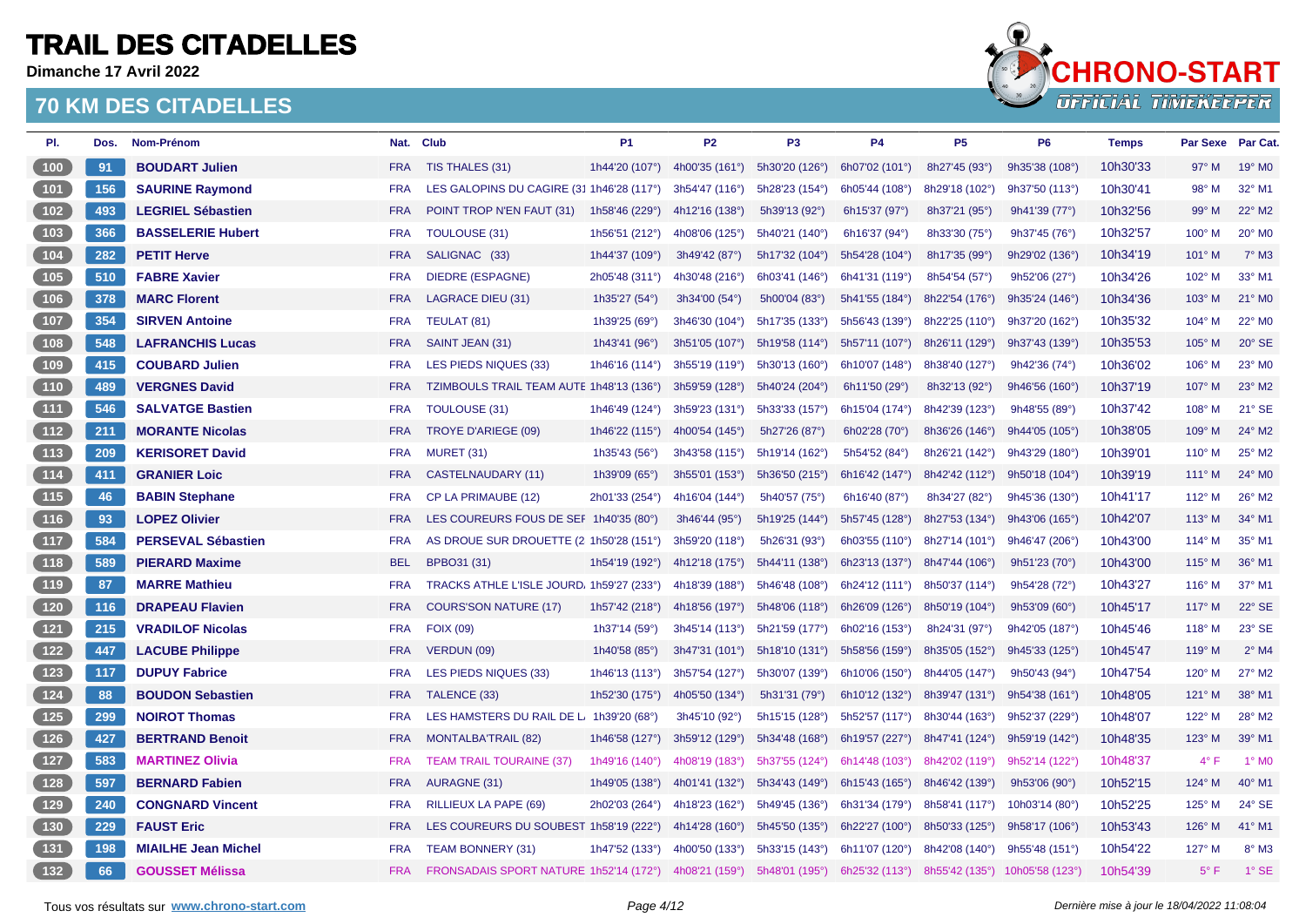# TRAIL DES CITADELLES

**Dimanche 17 Avril 2022**

## 70 KM DES CITADELLES

| Pl. | Dos. | Nom-Prénom | Nat. | Club | P1 | P2 | P3 | P4 | P5 | P6 | Temps | Par Sexe | Par Cat. |
|---|---|---|---|---|---|---|---|---|---|---|---|---|---|
| 100 | 91 | **BOUDART Julien** | FRA | TIS THALES (31) | 1h44'20 (107°) | 4h00'35 (161°) | 5h30'20 (126°) | 6h07'02 (101°) | 8h27'45 (93°) | 9h35'38 (108°) | 10h30'33 | 97° M | 19° M0 |
| 101 | 156 | **SAURINE Raymond** | FRA | LES GALOPINS DU CAGIRE (31 | 1h46'28 (117°) | 3h54'47 (116°) | 5h28'23 (154°) | 6h05'44 (108°) | 8h29'18 (102°) | 9h37'50 (113°) | 10h30'41 | 98° M | 32° M1 |
| 102 | 493 | **LEGRIEL Sébastien** | FRA | POINT TROP N'EN FAUT (31) | 1h58'46 (229°) | 4h12'16 (138°) | 5h39'13 (92°) | 6h15'37 (97°) | 8h37'21 (95°) | 9h41'39 (77°) | 10h32'56 | 99° M | 22° M2 |
| 103 | 366 | **BASSELERIE Hubert** | FRA | TOULOUSE (31) | 1h56'51 (212°) | 4h08'06 (125°) | 5h40'21 (140°) | 6h16'37 (94°) | 8h33'30 (75°) | 9h37'45 (76°) | 10h32'57 | 100° M | 20° M0 |
| 104 | 282 | **PETIT Herve** | FRA | SALIGNAC (33) | 1h44'37 (109°) | 3h49'42 (87°) | 5h17'32 (104°) | 5h54'28 (104°) | 8h17'35 (99°) | 9h29'02 (136°) | 10h34'19 | 101° M | 7° M3 |
| 105 | 510 | **FABRE Xavier** | FRA | DIEDRE (ESPAGNE) | 2h05'48 (311°) | 4h30'48 (216°) | 6h03'41 (146°) | 6h41'31 (119°) | 8h54'54 (57°) | 9h52'06 (27°) | 10h34'26 | 102° M | 33° M1 |
| 106 | 378 | **MARC Florent** | FRA | LAGRACE DIEU (31) | 1h35'27 (54°) | 3h34'00 (54°) | 5h00'04 (83°) | 5h41'55 (184°) | 8h22'54 (176°) | 9h35'24 (146°) | 10h34'36 | 103° M | 21° M0 |
| 107 | 354 | **SIRVEN Antoine** | FRA | TEULAT (81) | 1h39'25 (69°) | 3h46'30 (104°) | 5h17'35 (133°) | 5h56'43 (139°) | 8h22'25 (110°) | 9h37'20 (162°) | 10h35'32 | 104° M | 22° M0 |
| 108 | 548 | **LAFRANCHIS Lucas** | FRA | SAINT JEAN (31) | 1h43'41 (96°) | 3h51'05 (107°) | 5h19'58 (114°) | 5h57'11 (107°) | 8h26'11 (129°) | 9h37'43 (139°) | 10h35'53 | 105° M | 20° SE |
| 109 | 415 | **COUBARD Julien** | FRA | LES PIEDS NIQUES (33) | 1h46'16 (114°) | 3h55'19 (119°) | 5h30'13 (160°) | 6h10'07 (148°) | 8h38'40 (127°) | 9h42'36 (74°) | 10h36'02 | 106° M | 23° M0 |
| 110 | 489 | **VERGNES David** | FRA | TZIMBOULS TRAIL TEAM AUTE | 1h48'13 (136°) | 3h59'59 (128°) | 5h40'24 (204°) | 6h11'50 (29°) | 8h32'13 (92°) | 9h46'56 (160°) | 10h37'19 | 107° M | 23° M2 |
| 111 | 546 | **SALVATGE Bastien** | FRA | TOULOUSE (31) | 1h46'49 (124°) | 3h59'23 (131°) | 5h33'33 (157°) | 6h15'04 (174°) | 8h42'39 (123°) | 9h48'55 (89°) | 10h37'42 | 108° M | 21° SE |
| 112 | 211 | **MORANTE Nicolas** | FRA | TROYE D'ARIEGE (09) | 1h46'22 (115°) | 4h00'54 (145°) | 5h27'26 (87°) | 6h02'28 (70°) | 8h36'26 (146°) | 9h44'05 (105°) | 10h38'05 | 109° M | 24° M2 |
| 113 | 209 | **KERISORET David** | FRA | MURET (31) | 1h35'43 (56°) | 3h43'58 (115°) | 5h19'14 (162°) | 5h54'52 (84°) | 8h26'21 (142°) | 9h43'29 (180°) | 10h39'01 | 110° M | 25° M2 |
| 114 | 411 | **GRANIER Loic** | FRA | CASTELNAUDARY (11) | 1h39'09 (65°) | 3h55'01 (153°) | 5h36'50 (215°) | 6h16'42 (147°) | 8h42'42 (112°) | 9h50'18 (104°) | 10h39'19 | 111° M | 24° M0 |
| 115 | 46 | **BABIN Stephane** | FRA | CP LA PRIMAUBE (12) | 2h01'33 (254°) | 4h16'04 (144°) | 5h40'57 (75°) | 6h16'40 (87°) | 8h34'27 (82°) | 9h45'36 (130°) | 10h41'17 | 112° M | 26° M2 |
| 116 | 93 | **LOPEZ Olivier** | FRA | LES COUREURS FOUS DE SEI | 1h40'35 (80°) | 3h46'44 (95°) | 5h19'25 (144°) | 5h57'45 (128°) | 8h27'53 (134°) | 9h43'06 (165°) | 10h42'07 | 113° M | 34° M1 |
| 117 | 584 | **PERSEVAL Sébastien** | FRA | AS DROUE SUR DROUETTE (2 | 1h50'28 (151°) | 3h59'20 (118°) | 5h26'31 (93°) | 6h03'55 (110°) | 8h27'14 (101°) | 9h46'47 (206°) | 10h43'00 | 114° M | 35° M1 |
| 118 | 589 | **PIERARD Maxime** | BEL | BPBO31 (31) | 1h54'19 (192°) | 4h12'18 (175°) | 5h44'11 (138°) | 6h23'13 (137°) | 8h47'44 (106°) | 9h51'23 (70°) | 10h43'00 | 115° M | 36° M1 |
| 119 | 87 | **MARRE Mathieu** | FRA | TRACKS ATHLE L'ISLE JOURD. | 1h59'27 (233°) | 4h18'39 (188°) | 5h46'48 (108°) | 6h24'12 (111°) | 8h50'37 (114°) | 9h54'28 (72°) | 10h43'27 | 116° M | 37° M1 |
| 120 | 116 | **DRAPEAU Flavien** | FRA | COURS'SON NATURE (17) | 1h57'42 (218°) | 4h18'56 (197°) | 5h48'06 (118°) | 6h26'09 (126°) | 8h50'19 (104°) | 9h53'09 (60°) | 10h45'17 | 117° M | 22° SE |
| 121 | 215 | **VRADILOF Nicolas** | FRA | FOIX (09) | 1h37'14 (59°) | 3h45'14 (113°) | 5h21'59 (177°) | 6h02'16 (153°) | 8h24'31 (97°) | 9h42'05 (187°) | 10h45'46 | 118° M | 23° SE |
| 122 | 447 | **LACUBE Philippe** | FRA | VERDUN (09) | 1h40'58 (85°) | 3h47'31 (101°) | 5h18'10 (131°) | 5h58'56 (159°) | 8h35'05 (152°) | 9h45'33 (125°) | 10h45'47 | 119° M | 2° M4 |
| 123 | 117 | **DUPUY Fabrice** | FRA | LES PIEDS NIQUES (33) | 1h46'13 (113°) | 3h57'54 (127°) | 5h30'07 (139°) | 6h10'06 (150°) | 8h44'05 (147°) | 9h50'43 (94°) | 10h47'54 | 120° M | 27° M2 |
| 124 | 88 | **BOUDON Sebastien** | FRA | TALENCE (33) | 1h52'30 (175°) | 4h05'50 (134°) | 5h31'31 (79°) | 6h10'12 (132°) | 8h39'47 (131°) | 9h54'38 (161°) | 10h48'05 | 121° M | 38° M1 |
| 125 | 299 | **NOIROT Thomas** | FRA | LES HAMSTERS DU RAIL DE L. | 1h39'20 (68°) | 3h45'10 (92°) | 5h15'15 (128°) | 5h52'57 (117°) | 8h30'44 (163°) | 9h52'37 (229°) | 10h48'07 | 122° M | 28° M2 |
| 126 | 427 | **BERTRAND Benoit** | FRA | MONTALBA'TRAIL (82) | 1h46'58 (127°) | 3h59'12 (129°) | 5h34'48 (168°) | 6h19'57 (227°) | 8h47'41 (124°) | 9h59'19 (142°) | 10h48'35 | 123° M | 39° M1 |
| 127 | 583 | **MARTINEZ Olivia** | FRA | TEAM TRAIL TOURAINE (37) | 1h49'16 (140°) | 4h08'19 (183°) | 5h37'55 (124°) | 6h14'48 (103°) | 8h42'02 (119°) | 9h52'14 (122°) | 10h48'37 | 4° F | 1° M0 |
| 128 | 597 | **BERNARD Fabien** | FRA | AURAGNE (31) | 1h49'05 (138°) | 4h01'41 (132°) | 5h34'43 (149°) | 6h15'43 (165°) | 8h46'42 (139°) | 9h53'06 (90°) | 10h52'15 | 124° M | 40° M1 |
| 129 | 240 | **CONGNARD Vincent** | FRA | RILLIEUX LA PAPE (69) | 2h02'03 (264°) | 4h18'23 (162°) | 5h49'45 (136°) | 6h31'34 (179°) | 8h58'41 (117°) | 10h03'14 (80°) | 10h52'25 | 125° M | 24° SE |
| 130 | 229 | **FAUST Eric** | FRA | LES COUREURS DU SOUBEST | 1h58'19 (222°) | 4h14'28 (160°) | 5h45'50 (135°) | 6h22'27 (100°) | 8h50'33 (125°) | 9h58'17 (106°) | 10h53'43 | 126° M | 41° M1 |
| 131 | 198 | **MIAILHE Jean Michel** | FRA | TEAM BONNERY (31) | 1h47'52 (133°) | 4h00'50 (133°) | 5h33'15 (143°) | 6h11'07 (120°) | 8h42'08 (140°) | 9h55'48 (151°) | 10h54'22 | 127° M | 8° M3 |
| 132 | 66 | **GOUSSET Mélissa** | FRA | FRONSADAIS SPORT NATURE | 1h52'14 (172°) | 4h08'21 (159°) | 5h48'01 (195°) | 6h25'32 (113°) | 8h55'42 (135°) | 10h05'58 (123°) | 10h54'39 | 5° F | 1° SE |

Tous vos résultats sur **www.chrono-start.com**

*Dernière mise à jour le 18/04/2022 11:08:04*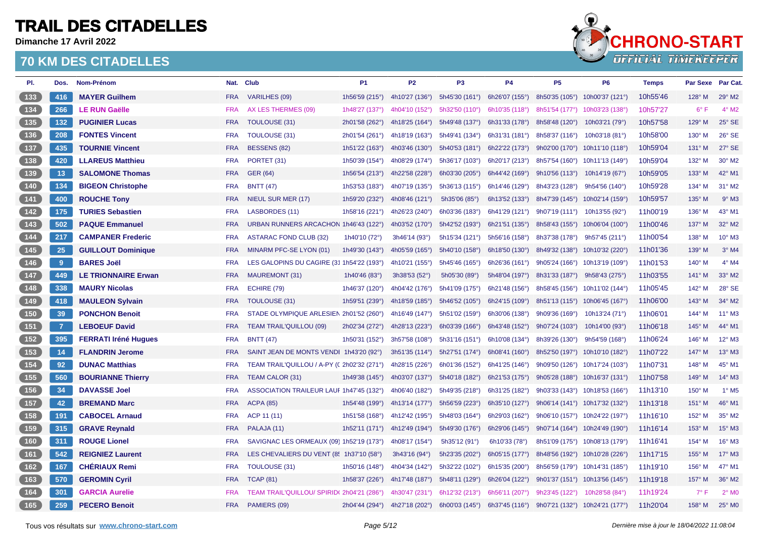# TRAIL DES CITADELLES

**Dimanche 17 Avril 2022**

## 70 KM DES CITADELLES

| Pl. | Dos. | Nom-Prénom | Nat. | Club | P1 | P2 | P3 | P4 | P5 | P6 | Temps | Par Sexe | Par Cat. |
|---|---|---|---|---|---|---|---|---|---|---|---|---|---|
| 133 | 416 | **MAYER Guilhem** | FRA | VARILHES (09) | 1h56'59 (215°) | 4h10'27 (136°) | 5h45'30 (161°) | 6h26'07 (155°) | 8h50'35 (105°) | 10h00'37 (121°) | 10h55'46 | 128° M | 29° M2 |
| 134 | 266 | **LE RUN Gaëlle** | FRA | AX LES THERMES (09) | 1h48'27 (137°) | 4h04'10 (152°) | 5h32'50 (110°) | 6h10'35 (118°) | 8h51'54 (177°) | 10h03'23 (138°) | 10h57'27 | 6° F | 4° M2 |
| 135 | 132 | **PUGINIER Lucas** | FRA | TOULOUSE (31) | 2h01'58 (262°) | 4h18'25 (164°) | 5h49'48 (137°) | 6h31'33 (178°) | 8h58'48 (120°) | 10h03'21 (79°) | 10h57'58 | 129° M | 25° SE |
| 136 | 208 | **FONTES Vincent** | FRA | TOULOUSE (31) | 2h01'54 (261°) | 4h18'19 (163°) | 5h49'41 (134°) | 6h31'31 (181°) | 8h58'37 (116°) | 10h03'18 (81°) | 10h58'00 | 130° M | 26° SE |
| 137 | 435 | **TOURNIE Vincent** | FRA | BESSENS (82) | 1h51'22 (163°) | 4h03'46 (130°) | 5h40'53 (181°) | 6h22'22 (173°) | 9h02'00 (170°) | 10h11'10 (118°) | 10h59'04 | 131° M | 27° SE |
| 138 | 420 | **LLAREUS Matthieu** | FRA | PORTET (31) | 1h50'39 (154°) | 4h08'29 (174°) | 5h36'17 (103°) | 6h20'17 (213°) | 8h57'54 (160°) | 10h11'13 (149°) | 10h59'04 | 132° M | 30° M2 |
| 139 | 13 | **SALOMONE Thomas** | FRA | GER (64) | 1h56'54 (213°) | 4h22'58 (228°) | 6h03'30 (205°) | 6h44'42 (169°) | 9h10'56 (113°) | 10h14'19 (67°) | 10h59'05 | 133° M | 42° M1 |
| 140 | 134 | **BIGEON Christophe** | FRA | BNTT (47) | 1h53'53 (183°) | 4h07'19 (135°) | 5h36'13 (115°) | 6h14'46 (129°) | 8h43'23 (128°) | 9h54'56 (140°) | 10h59'28 | 134° M | 31° M2 |
| 141 | 400 | **ROUCHE Tony** | FRA | NIEUL SUR MER (17) | 1h59'20 (232°) | 4h08'46 (121°) | 5h35'06 (85°) | 6h13'52 (133°) | 8h47'39 (145°) | 10h02'14 (159°) | 10h59'57 | 135° M | 9° M3 |
| 142 | 175 | **TURIES Sebastien** | FRA | LASBORDES (11) | 1h58'16 (221°) | 4h26'23 (240°) | 6h03'36 (183°) | 6h41'29 (121°) | 9h07'19 (111°) | 10h13'55 (92°) | 11h00'19 | 136° M | 43° M1 |
| 143 | 502 | **PAQUE Emmanuel** | FRA | URBAN RUNNERS ARCACHON | 1h46'43 (122°) | 4h03'52 (170°) | 5h42'52 (193°) | 6h21'51 (135°) | 8h58'43 (155°) | 10h06'04 (100°) | 11h00'46 | 137° M | 32° M2 |
| 144 | 217 | **CAMPANER Frederic** | FRA | ASTARAC FOND CLUB (32) | 1h40'10 (72°) | 3h46'14 (93°) | 5h15'34 (121°) | 5h56'16 (158°) | 8h37'38 (178°) | 9h57'45 (211°) | 11h00'54 | 138° M | 10° M3 |
| 145 | 25 | **GUILLOUT Dominique** | FRA | MINARM PFC-SE LYON (01) | 1h49'30 (143°) | 4h05'59 (165°) | 5h40'10 (158°) | 6h18'50 (130°) | 8h49'32 (138°) | 10h10'32 (220°) | 11h01'36 | 139° M | 3° M4 |
| 146 | 9 | **BARES Joël** | FRA | LES GALOPINS DU CAGIRE (31 | 1h54'22 (193°) | 4h10'21 (155°) | 5h45'46 (165°) | 6h26'36 (161°) | 9h05'24 (166°) | 10h13'19 (109°) | 11h01'53 | 140° M | 4° M4 |
| 147 | 449 | **LE TRIONNAIRE Erwan** | FRA | MAUREMONT (31) | 1h40'46 (83°) | 3h38'53 (52°) | 5h05'30 (89°) | 5h48'04 (197°) | 8h31'33 (187°) | 9h58'43 (275°) | 11h03'55 | 141° M | 33° M2 |
| 148 | 338 | **MAURY Nicolas** | FRA | ECHIRE (79) | 1h46'37 (120°) | 4h04'42 (176°) | 5h41'09 (175°) | 6h21'48 (156°) | 8h58'45 (156°) | 10h11'02 (144°) | 11h05'45 | 142° M | 28° SE |
| 149 | 418 | **MAULEON Sylvain** | FRA | TOULOUSE (31) | 1h59'51 (239°) | 4h18'59 (185°) | 5h46'52 (105°) | 6h24'15 (109°) | 8h51'13 (115°) | 10h06'45 (167°) | 11h06'00 | 143° M | 34° M2 |
| 150 | 39 | **PONCHON Benoit** | FRA | STADE OLYMPIQUE ARLESIEN | 2h01'52 (260°) | 4h16'49 (147°) | 5h51'02 (159°) | 6h30'06 (138°) | 9h09'36 (169°) | 10h13'24 (71°) | 11h06'01 | 144° M | 11° M3 |
| 151 | 7 | **LEBOEUF David** | FRA | TEAM TRAIL'QUILLOU (09) | 2h02'34 (272°) | 4h28'13 (223°) | 6h03'39 (166°) | 6h43'48 (152°) | 9h07'24 (103°) | 10h14'00 (93°) | 11h06'18 | 145° M | 44° M1 |
| 152 | 395 | **FERRATI Iréné Hugues** | FRA | BNTT (47) | 1h50'31 (152°) | 3h57'58 (108°) | 5h31'16 (151°) | 6h10'08 (134°) | 8h39'26 (130°) | 9h54'59 (168°) | 11h06'24 | 146° M | 12° M3 |
| 153 | 14 | **FLANDRIN Jerome** | FRA | SAINT JEAN DE MONTS VENDI | 1h43'20 (92°) | 3h51'35 (114°) | 5h27'51 (174°) | 6h08'41 (160°) | 8h52'50 (197°) | 10h10'10 (182°) | 11h07'22 | 147° M | 13° M3 |
| 154 | 92 | **DUNAC Matthias** | FRA | TEAM TRAIL'QUILLOU / A-PY (( | 2h02'32 (271°) | 4h28'15 (226°) | 6h01'36 (152°) | 6h41'25 (146°) | 9h09'50 (126°) | 10h17'24 (103°) | 11h07'31 | 148° M | 45° M1 |
| 155 | 560 | **BOURIANNE Thierry** | FRA | TEAM CALOR (31) | 1h49'38 (145°) | 4h03'07 (137°) | 5h40'18 (182°) | 6h21'53 (175°) | 9h05'28 (188°) | 10h16'37 (131°) | 11h07'58 | 149° M | 14° M3 |
| 156 | 34 | **DAVASSE Joel** | FRA | ASSOCIATION TRAILEUR LAUF | 1h47'45 (132°) | 4h06'40 (182°) | 5h49'35 (218°) | 6h31'25 (182°) | 9h03'33 (143°) | 10h18'53 (166°) | 11h13'10 | 150° M | 1° M5 |
| 157 | 42 | **BREMAND Marc** | FRA | ACPA (85) | 1h54'48 (199°) | 4h13'14 (177°) | 5h56'59 (223°) | 6h35'10 (127°) | 9h06'14 (141°) | 10h17'32 (132°) | 11h13'18 | 151° M | 46° M1 |
| 158 | 191 | **CABOCEL Arnaud** | FRA | ACP 11 (11) | 1h51'58 (168°) | 4h12'42 (195°) | 5h48'03 (164°) | 6h29'03 (162°) | 9h06'10 (157°) | 10h24'22 (197°) | 11h16'10 | 152° M | 35° M2 |
| 159 | 315 | **GRAVE Reynald** | FRA | PALAJA (11) | 1h52'11 (171°) | 4h12'49 (194°) | 5h49'30 (176°) | 6h29'06 (145°) | 9h07'14 (164°) | 10h24'49 (190°) | 11h16'14 | 153° M | 15° M3 |
| 160 | 311 | **ROUGE Lionel** | FRA | SAVIGNAC LES ORMEAUX (09) | 1h52'19 (173°) | 4h08'17 (154°) | 5h35'12 (91°) | 6h10'33 (78°) | 8h51'09 (175°) | 10h08'13 (179°) | 11h16'41 | 154° M | 16° M3 |
| 161 | 542 | **REIGNIEZ Laurent** | FRA | LES CHEVALIERS DU VENT (8! | 1h37'10 (58°) | 3h43'16 (94°) | 5h23'35 (202°) | 6h05'15 (177°) | 8h48'56 (192°) | 10h10'28 (226°) | 11h17'15 | 155° M | 17° M3 |
| 162 | 167 | **CHÉRIAUX Remi** | FRA | TOULOUSE (31) | 1h50'16 (148°) | 4h04'34 (142°) | 5h32'22 (102°) | 6h15'35 (200°) | 8h56'59 (179°) | 10h14'31 (185°) | 11h19'10 | 156° M | 47° M1 |
| 163 | 570 | **GEROMIN Cyril** | FRA | TCAP (81) | 1h58'37 (226°) | 4h17'48 (187°) | 5h48'11 (129°) | 6h26'04 (122°) | 9h01'37 (151°) | 10h13'56 (145°) | 11h19'18 | 157° M | 36° M2 |
| 164 | 301 | **GARCIA Aurelie** | FRA | TEAM TRAIL'QUILLOU/ SPIRID | 2h04'21 (286°) | 4h30'47 (231°) | 6h12'32 (213°) | 6h56'11 (207°) | 9h23'45 (122°) | 10h28'58 (84°) | 11h19'24 | 7° F | 2° M0 |
| 165 | 259 | **PECERO Benoit** | FRA | PAMIERS (09) | 2h04'44 (294°) | 4h27'18 (202°) | 6h00'03 (145°) | 6h37'45 (116°) | 9h07'21 (132°) | 10h24'21 (177°) | 11h20'04 | 158° M | 25° M0 |

Tous vos résultats sur **www.chrono-start.com**

*Dernière mise à jour le 18/04/2022 11:08:04*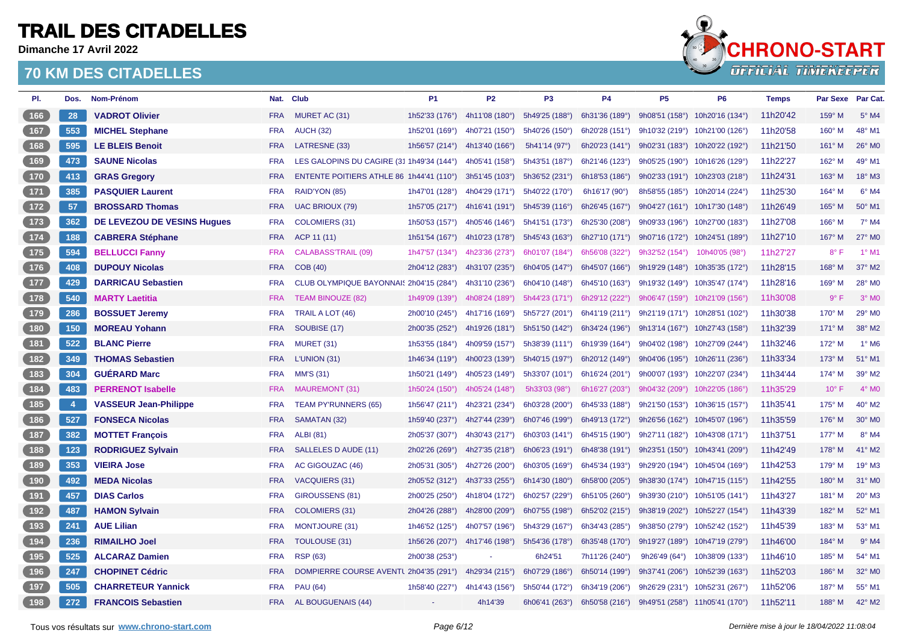# TRAIL DES CITADELLES

**Dimanche 17 Avril 2022**

## 70 KM DES CITADELLES

| Pl. | Dos. | Nom-Prénom | Nat. | Club | P1 | P2 | P3 | P4 | P5 | P6 | Temps | Par Sexe | Par Cat. |
|---|---|---|---|---|---|---|---|---|---|---|---|---|---|
| 166 | 28 | **VADROT Olivier** | FRA | MURET AC (31) | 1h52'33 (176°) | 4h11'08 (180°) | 5h49'25 (188°) | 6h31'36 (189°) | 9h08'51 (158°) | 10h20'16 (134°) | 11h20'42 | 159° M | 5° M4 |
| 167 | 553 | **MICHEL Stephane** | FRA | AUCH (32) | 1h52'01 (169°) | 4h07'21 (150°) | 5h40'26 (150°) | 6h20'28 (151°) | 9h10'32 (219°) | 10h21'00 (126°) | 11h20'58 | 160° M | 48° M1 |
| 168 | 595 | **LE BLEIS Benoit** | FRA | LATRESNE (33) | 1h56'57 (214°) | 4h13'40 (166°) | 5h41'14 (97°) | 6h20'23 (141°) | 9h02'31 (183°) | 10h20'22 (192°) | 11h21'50 | 161° M | 26° M0 |
| 169 | 473 | **SAUNE Nicolas** | FRA | LES GALOPINS DU CAGIRE (31 | 1h49'34 (144°) | 4h05'41 (158°) | 5h43'51 (187°) | 6h21'46 (123°) | 9h05'25 (190°) | 10h16'26 (129°) | 11h22'27 | 162° M | 49° M1 |
| 170 | 413 | **GRAS Gregory** | FRA | ENTENTE POITIERS ATHLE 86 | 1h44'41 (110°) | 3h51'45 (103°) | 5h36'52 (231°) | 6h18'53 (186°) | 9h02'33 (191°) | 10h23'03 (218°) | 11h24'31 | 163° M | 18° M3 |
| 171 | 385 | **PASQUIER Laurent** | FRA | RAID'YON (85) | 1h47'01 (128°) | 4h04'29 (171°) | 5h40'22 (170°) | 6h16'17 (90°) | 8h58'55 (185°) | 10h20'14 (224°) | 11h25'30 | 164° M | 6° M4 |
| 172 | 57 | **BROSSARD Thomas** | FRA | UAC BRIOUX (79) | 1h57'05 (217°) | 4h16'41 (191°) | 5h45'39 (116°) | 6h26'45 (167°) | 9h04'27 (161°) | 10h17'30 (148°) | 11h26'49 | 165° M | 50° M1 |
| 173 | 362 | **DE LEVEZOU DE VESINS Hugues** | FRA | COLOMIERS (31) | 1h50'53 (157°) | 4h05'46 (146°) | 5h41'51 (173°) | 6h25'30 (208°) | 9h09'33 (196°) | 10h27'00 (183°) | 11h27'08 | 166° M | 7° M4 |
| 174 | 188 | **CABRERA Stéphane** | FRA | ACP 11 (11) | 1h51'54 (167°) | 4h10'23 (178°) | 5h45'43 (163°) | 6h27'10 (171°) | 9h07'16 (172°) | 10h24'51 (189°) | 11h27'10 | 167° M | 27° M0 |
| 175 | 594 | **BELLUCCI Fanny** | FRA | CALABASS'TRAIL (09) | 1h47'57 (134°) | 4h23'36 (273°) | 6h01'07 (184°) | 6h56'08 (322°) | 9h32'52 (154°) | 10h40'05 (98°) | 11h27'27 | 8° F | 1° M1 |
| 176 | 408 | **DUPOUY Nicolas** | FRA | COB (40) | 2h04'12 (283°) | 4h31'07 (235°) | 6h04'05 (147°) | 6h45'07 (166°) | 9h19'29 (148°) | 10h35'35 (172°) | 11h28'15 | 168° M | 37° M2 |
| 177 | 429 | **DARRICAU Sebastien** | FRA | CLUB OLYMPIQUE BAYONNAIS | 2h04'15 (284°) | 4h31'10 (236°) | 6h04'10 (148°) | 6h45'10 (163°) | 9h19'32 (149°) | 10h35'47 (174°) | 11h28'16 | 169° M | 28° M0 |
| 178 | 540 | **MARTY Laetitia** | FRA | TEAM BINOUZE (82) | 1h49'09 (139°) | 4h08'24 (189°) | 5h44'23 (171°) | 6h29'12 (222°) | 9h06'47 (159°) | 10h21'09 (156°) | 11h30'08 | 9° F | 3° M0 |
| 179 | 286 | **BOSSUET Jeremy** | FRA | TRAIL A LOT (46) | 2h00'10 (245°) | 4h17'16 (169°) | 5h57'27 (201°) | 6h41'19 (211°) | 9h21'19 (171°) | 10h28'51 (102°) | 11h30'38 | 170° M | 29° M0 |
| 180 | 150 | **MOREAU Yohann** | FRA | SOUBISE (17) | 2h00'35 (252°) | 4h19'26 (181°) | 5h51'50 (142°) | 6h34'24 (196°) | 9h13'14 (167°) | 10h27'43 (158°) | 11h32'39 | 171° M | 38° M2 |
| 181 | 522 | **BLANC Pierre** | FRA | MURET (31) | 1h53'55 (184°) | 4h09'59 (157°) | 5h38'39 (111°) | 6h19'39 (164°) | 9h04'02 (198°) | 10h27'09 (244°) | 11h32'46 | 172° M | 1° M6 |
| 182 | 349 | **THOMAS Sebastien** | FRA | L'UNION (31) | 1h46'34 (119°) | 4h00'23 (139°) | 5h40'15 (197°) | 6h20'12 (149°) | 9h04'06 (195°) | 10h26'11 (236°) | 11h33'34 | 173° M | 51° M1 |
| 183 | 304 | **GUÉRAND Marc** | FRA | MM'S (31) | 1h50'21 (149°) | 4h05'23 (149°) | 5h33'07 (101°) | 6h16'24 (201°) | 9h00'07 (193°) | 10h22'07 (234°) | 11h34'44 | 174° M | 39° M2 |
| 184 | 483 | **PERRENOT Isabelle** | FRA | MAUREMONT (31) | 1h50'24 (150°) | 4h05'24 (148°) | 5h33'03 (98°) | 6h16'27 (203°) | 9h04'32 (209°) | 10h22'05 (186°) | 11h35'29 | 10° F | 4° M0 |
| 185 | 4 | **VASSEUR Jean-Philippe** | FRA | TEAM PY'RUNNERS (65) | 1h56'47 (211°) | 4h23'21 (234°) | 6h03'28 (200°) | 6h45'33 (188°) | 9h21'50 (153°) | 10h36'15 (157°) | 11h35'41 | 175° M | 40° M2 |
| 186 | 527 | **FONSECA Nicolas** | FRA | SAMATAN (32) | 1h59'40 (237°) | 4h27'44 (239°) | 6h07'46 (199°) | 6h49'13 (172°) | 9h26'56 (162°) | 10h45'07 (196°) | 11h35'59 | 176° M | 30° M0 |
| 187 | 382 | **MOTTET François** | FRA | ALBI (81) | 2h05'37 (307°) | 4h30'43 (217°) | 6h03'03 (141°) | 6h45'15 (190°) | 9h27'11 (182°) | 10h43'08 (171°) | 11h37'51 | 177° M | 8° M4 |
| 188 | 123 | **RODRIGUEZ Sylvain** | FRA | SALLELES D AUDE (11) | 2h02'26 (269°) | 4h27'35 (218°) | 6h06'23 (191°) | 6h48'38 (191°) | 9h23'51 (150°) | 10h43'41 (209°) | 11h42'49 | 178° M | 41° M2 |
| 189 | 353 | **VIEIRA Jose** | FRA | AC GIGOUZAC (46) | 2h05'31 (305°) | 4h27'26 (200°) | 6h03'05 (169°) | 6h45'34 (193°) | 9h29'20 (194°) | 10h45'04 (169°) | 11h42'53 | 179° M | 19° M3 |
| 190 | 492 | **MEDA Nicolas** | FRA | VACQUIERS (31) | 2h05'52 (312°) | 4h37'33 (255°) | 6h14'30 (180°) | 6h58'00 (205°) | 9h38'30 (174°) | 10h47'15 (115°) | 11h42'55 | 180° M | 31° M0 |
| 191 | 457 | **DIAS Carlos** | FRA | GIROUSSENS (81) | 2h00'25 (250°) | 4h18'04 (172°) | 6h02'57 (229°) | 6h51'05 (260°) | 9h39'30 (210°) | 10h51'05 (141°) | 11h43'27 | 181° M | 20° M3 |
| 192 | 487 | **HAMON Sylvain** | FRA | COLOMIERS (31) | 2h04'26 (288°) | 4h28'00 (209°) | 6h07'55 (198°) | 6h52'02 (215°) | 9h38'19 (202°) | 10h52'27 (154°) | 11h43'39 | 182° M | 52° M1 |
| 193 | 241 | **AUE Lilian** | FRA | MONTJOURE (31) | 1h46'52 (125°) | 4h07'57 (196°) | 5h43'29 (167°) | 6h34'43 (285°) | 9h38'50 (279°) | 10h52'42 (152°) | 11h45'39 | 183° M | 53° M1 |
| 194 | 236 | **RIMAILHO Joel** | FRA | TOULOUSE (31) | 1h56'26 (207°) | 4h17'46 (198°) | 5h54'36 (178°) | 6h35'48 (170°) | 9h19'27 (189°) | 10h47'19 (279°) | 11h46'00 | 184° M | 9° M4 |
| 195 | 525 | **ALCARAZ Damien** | FRA | RSP (63) | 2h00'38 (253°) | - | 6h24'51 | 7h11'26 (240°) | 9h26'49 (64°) | 10h38'09 (133°) | 11h46'10 | 185° M | 54° M1 |
| 196 | 247 | **CHOPINET Cédric** | FRA | DOMPIERRE COURSE AVENTU | 2h04'35 (291°) | 4h29'34 (215°) | 6h07'29 (186°) | 6h50'14 (199°) | 9h37'41 (206°) | 10h52'39 (163°) | 11h52'03 | 186° M | 32° M0 |
| 197 | 505 | **CHARRETEUR Yannick** | FRA | PAU (64) | 1h58'40 (227°) | 4h14'43 (156°) | 5h50'44 (172°) | 6h34'19 (206°) | 9h26'29 (231°) | 10h52'31 (267°) | 11h52'06 | 187° M | 55° M1 |
| 198 | 272 | **FRANCOIS Sebastien** | FRA | AL BOUGUENAIS (44) | - | 4h14'39 | 6h06'41 (263°) | 6h50'58 (216°) | 9h49'51 (258°) | 11h05'41 (170°) | 11h52'11 | 188° M | 42° M2 |

Tous vos résultats sur www.chrono-start.com

Dernière mise à jour le 18/04/2022 11:08:04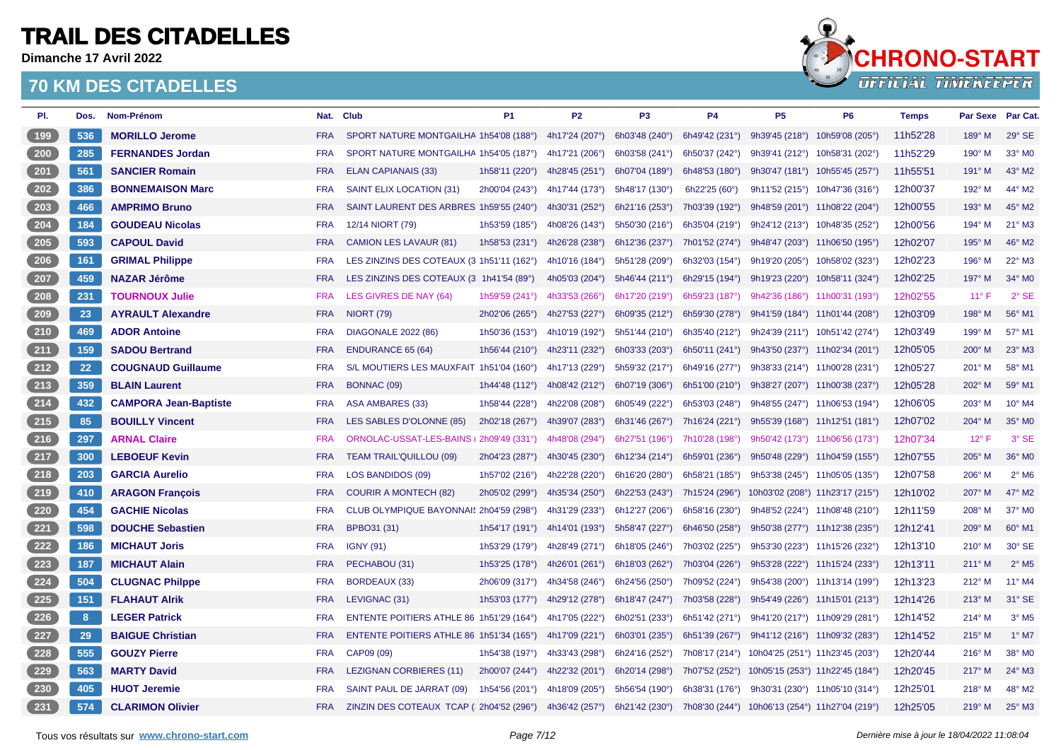# TRAIL DES CITADELLES

**Dimanche 17 Avril 2022**

## 70 KM DES CITADELLES

| Pl. | Dos. | Nom-Prénom | Nat. | Club | P1 | P2 | P3 | P4 | P5 | P6 | Temps | Par Sexe | Par Cat. |
|---|---|---|---|---|---|---|---|---|---|---|---|---|---|
| 199 | 536 | **MORILLO Jerome** | FRA | SPORT NATURE MONTGAILHA | 1h54'08 (188°) | 4h17'24 (207°) | 6h03'48 (240°) | 6h49'42 (231°) | 9h39'45 (218°) | 10h59'08 (205°) | 11h52'28 | 189° M | 29° SE |
| 200 | 285 | **FERNANDES Jordan** | FRA | SPORT NATURE MONTGAILHA | 1h54'05 (187°) | 4h17'21 (206°) | 6h03'58 (241°) | 6h50'37 (242°) | 9h39'41 (212°) | 10h58'31 (202°) | 11h52'29 | 190° M | 33° M0 |
| 201 | 561 | **SANCIER Romain** | FRA | ELAN CAPIANAIS (33) | 1h58'11 (220°) | 4h28'45 (251°) | 6h07'04 (189°) | 6h48'53 (180°) | 9h30'47 (181°) | 10h55'45 (257°) | 11h55'51 | 191° M | 43° M2 |
| 202 | 386 | **BONNEMAISON Marc** | FRA | SAINT ELIX LOCATION (31) | 2h00'04 (243°) | 4h17'44 (173°) | 5h48'17 (130°) | 6h22'25 (60°) | 9h11'52 (215°) | 10h47'36 (316°) | 12h00'37 | 192° M | 44° M2 |
| 203 | 466 | **AMPRIMO Bruno** | FRA | SAINT LAURENT DES ARBRES | 1h59'55 (240°) | 4h30'31 (252°) | 6h21'16 (253°) | 7h03'39 (192°) | 9h48'59 (201°) | 11h08'22 (204°) | 12h00'55 | 193° M | 45° M2 |
| 204 | 184 | **GOUDEAU Nicolas** | FRA | 12/14 NIORT (79) | 1h53'59 (185°) | 4h08'26 (143°) | 5h50'30 (216°) | 6h35'04 (219°) | 9h24'12 (213°) | 10h48'35 (252°) | 12h00'56 | 194° M | 21° M3 |
| 205 | 593 | **CAPOUL David** | FRA | CAMION LES LAVAUR (81) | 1h58'53 (231°) | 4h26'28 (238°) | 6h12'36 (237°) | 7h01'52 (274°) | 9h48'47 (203°) | 11h06'50 (195°) | 12h02'07 | 195° M | 46° M2 |
| 206 | 161 | **GRIMAL Philippe** | FRA | LES ZINZINS DES COTEAUX (3 | 1h51'11 (162°) | 4h10'16 (184°) | 5h51'28 (209°) | 6h32'03 (154°) | 9h19'20 (205°) | 10h58'02 (323°) | 12h02'23 | 196° M | 22° M3 |
| 207 | 459 | **NAZAR Jérôme** | FRA | LES ZINZINS DES COTEAUX (3 | 1h41'54 (89°) | 4h05'03 (204°) | 5h46'44 (211°) | 6h29'15 (194°) | 9h19'23 (220°) | 10h58'11 (324°) | 12h02'25 | 197° M | 34° M0 |
| 208 | 231 | **TOURNOUX Julie** | FRA | LES GIVRES DE NAY (64) | 1h59'59 (241°) | 4h33'53 (266°) | 6h17'20 (219°) | 6h59'23 (187°) | 9h42'36 (186°) | 11h00'31 (193°) | 12h02'55 | 11° F | 2° SE |
| 209 | 23 | **AYRAULT Alexandre** | FRA | NIORT (79) | 2h02'06 (265°) | 4h27'53 (227°) | 6h09'35 (212°) | 6h59'30 (278°) | 9h41'59 (184°) | 11h01'44 (208°) | 12h03'09 | 198° M | 56° M1 |
| 210 | 469 | **ADOR Antoine** | FRA | DIAGONALE 2022 (86) | 1h50'36 (153°) | 4h10'19 (192°) | 5h51'44 (210°) | 6h35'40 (212°) | 9h24'39 (211°) | 10h51'42 (274°) | 12h03'49 | 199° M | 57° M1 |
| 211 | 159 | **SADOU Bertrand** | FRA | ENDURANCE 65 (64) | 1h56'44 (210°) | 4h23'11 (232°) | 6h03'33 (203°) | 6h50'11 (241°) | 9h43'50 (237°) | 11h02'34 (201°) | 12h05'05 | 200° M | 23° M3 |
| 212 | 22 | **COUGNAUD Guillaume** | FRA | S/L MOUTIERS LES MAUXFAIT | 1h51'04 (160°) | 4h17'13 (229°) | 5h59'32 (217°) | 6h49'16 (277°) | 9h38'33 (214°) | 11h00'28 (231°) | 12h05'27 | 201° M | 58° M1 |
| 213 | 359 | **BLAIN Laurent** | FRA | BONNAC (09) | 1h44'48 (112°) | 4h08'42 (212°) | 6h07'19 (306°) | 6h51'00 (210°) | 9h38'27 (207°) | 11h00'38 (237°) | 12h05'28 | 202° M | 59° M1 |
| 214 | 432 | **CAMPORA Jean-Baptiste** | FRA | ASA AMBARES (33) | 1h58'44 (228°) | 4h22'08 (208°) | 6h05'49 (222°) | 6h53'03 (248°) | 9h48'55 (247°) | 11h06'53 (194°) | 12h06'05 | 203° M | 10° M4 |
| 215 | 85 | **BOUILLY Vincent** | FRA | LES SABLES D'OLONNE (85) | 2h02'18 (267°) | 4h39'07 (283°) | 6h31'46 (267°) | 7h16'24 (221°) | 9h55'39 (168°) | 11h12'51 (181°) | 12h07'02 | 204° M | 35° M0 |
| 216 | 297 | **ARNAL Claire** | FRA | ORNOLAC-USSAT-LES-BAINS | 2h09'49 (331°) | 4h48'08 (294°) | 6h27'51 (196°) | 7h10'28 (198°) | 9h50'42 (173°) | 11h06'56 (173°) | 12h07'34 | 12° F | 3° SE |
| 217 | 300 | **LEBOEUF Kevin** | FRA | TEAM TRAIL'QUILLOU (09) | 2h04'23 (287°) | 4h30'45 (230°) | 6h12'34 (214°) | 6h59'01 (236°) | 9h50'48 (229°) | 11h04'59 (155°) | 12h07'55 | 205° M | 36° M0 |
| 218 | 203 | **GARCIA Aurelio** | FRA | LOS BANDIDOS (09) | 1h57'02 (216°) | 4h22'28 (220°) | 6h16'20 (280°) | 6h58'21 (185°) | 9h53'38 (245°) | 11h05'05 (135°) | 12h07'58 | 206° M | 2° M6 |
| 219 | 410 | **ARAGON François** | FRA | COURIR A MONTECH (82) | 2h05'02 (299°) | 4h35'34 (250°) | 6h22'53 (243°) | 7h15'24 (296°) | 10h03'02 (208°) | 11h23'17 (215°) | 12h10'02 | 207° M | 47° M2 |
| 220 | 454 | **GACHIE Nicolas** | FRA | CLUB OLYMPIQUE BAYONNAIS | 2h04'59 (298°) | 4h31'29 (233°) | 6h12'27 (206°) | 6h58'16 (230°) | 9h48'52 (224°) | 11h08'48 (210°) | 12h11'59 | 208° M | 37° M0 |
| 221 | 598 | **DOUCHE Sebastien** | FRA | BPBO31 (31) | 1h54'17 (191°) | 4h14'01 (193°) | 5h58'47 (227°) | 6h46'50 (258°) | 9h50'38 (277°) | 11h12'38 (235°) | 12h12'41 | 209° M | 60° M1 |
| 222 | 186 | **MICHAUT Joris** | FRA | IGNY (91) | 1h53'29 (179°) | 4h28'49 (271°) | 6h18'05 (246°) | 7h03'02 (225°) | 9h53'30 (223°) | 11h15'26 (232°) | 12h13'10 | 210° M | 30° SE |
| 223 | 187 | **MICHAUT Alain** | FRA | PECHABOU (31) | 1h53'25 (178°) | 4h26'01 (261°) | 6h18'03 (262°) | 7h03'04 (226°) | 9h53'28 (222°) | 11h15'24 (233°) | 12h13'11 | 211° M | 2° M5 |
| 224 | 504 | **CLUGNAC Philppe** | FRA | BORDEAUX (33) | 2h06'09 (317°) | 4h34'58 (246°) | 6h24'56 (250°) | 7h09'52 (224°) | 9h54'38 (200°) | 11h13'14 (199°) | 12h13'23 | 212° M | 11° M4 |
| 225 | 151 | **FLAHAUT Alrik** | FRA | LEVIGNAC (31) | 1h53'03 (177°) | 4h29'12 (278°) | 6h18'47 (247°) | 7h03'58 (228°) | 9h54'49 (226°) | 11h15'01 (213°) | 12h14'26 | 213° M | 31° SE |
| 226 | 8 | **LEGER Patrick** | FRA | ENTENTE POITIERS ATHLE 86 | 1h51'29 (164°) | 4h17'05 (222°) | 6h02'51 (233°) | 6h51'42 (271°) | 9h41'20 (217°) | 11h09'29 (281°) | 12h14'52 | 214° M | 3° M5 |
| 227 | 29 | **BAIGUE Christian** | FRA | ENTENTE POITIERS ATHLE 86 | 1h51'34 (165°) | 4h17'09 (221°) | 6h03'01 (235°) | 6h51'39 (267°) | 9h41'12 (216°) | 11h09'32 (283°) | 12h14'52 | 215° M | 1° M7 |
| 228 | 555 | **GOUZY Pierre** | FRA | CAP09 (09) | 1h54'38 (197°) | 4h33'43 (298°) | 6h24'16 (252°) | 7h08'17 (214°) | 10h04'25 (251°) | 11h23'45 (203°) | 12h20'44 | 216° M | 38° M0 |
| 229 | 563 | **MARTY David** | FRA | LEZIGNAN CORBIERES (11) | 2h00'07 (244°) | 4h22'32 (201°) | 6h20'14 (298°) | 7h07'52 (252°) | 10h05'15 (253°) | 11h22'45 (184°) | 12h20'45 | 217° M | 24° M3 |
| 230 | 405 | **HUOT Jeremie** | FRA | SAINT PAUL DE JARRAT (09) | 1h54'56 (201°) | 4h18'09 (205°) | 5h56'54 (190°) | 6h38'31 (176°) | 9h30'31 (230°) | 11h05'10 (314°) | 12h25'01 | 218° M | 48° M2 |
| 231 | 574 | **CLARIMON Olivier** | FRA | ZINZIN DES COTEAUX TCAP ( | 2h04'52 (296°) | 4h36'42 (257°) | 6h21'42 (230°) | 7h08'30 (244°) | 10h06'13 (254°) | 11h27'04 (219°) | 12h25'05 | 219° M | 25° M3 |

Tous vos résultats sur **www.chrono-start.com**

*Dernière mise à jour le 18/04/2022 11:08:04*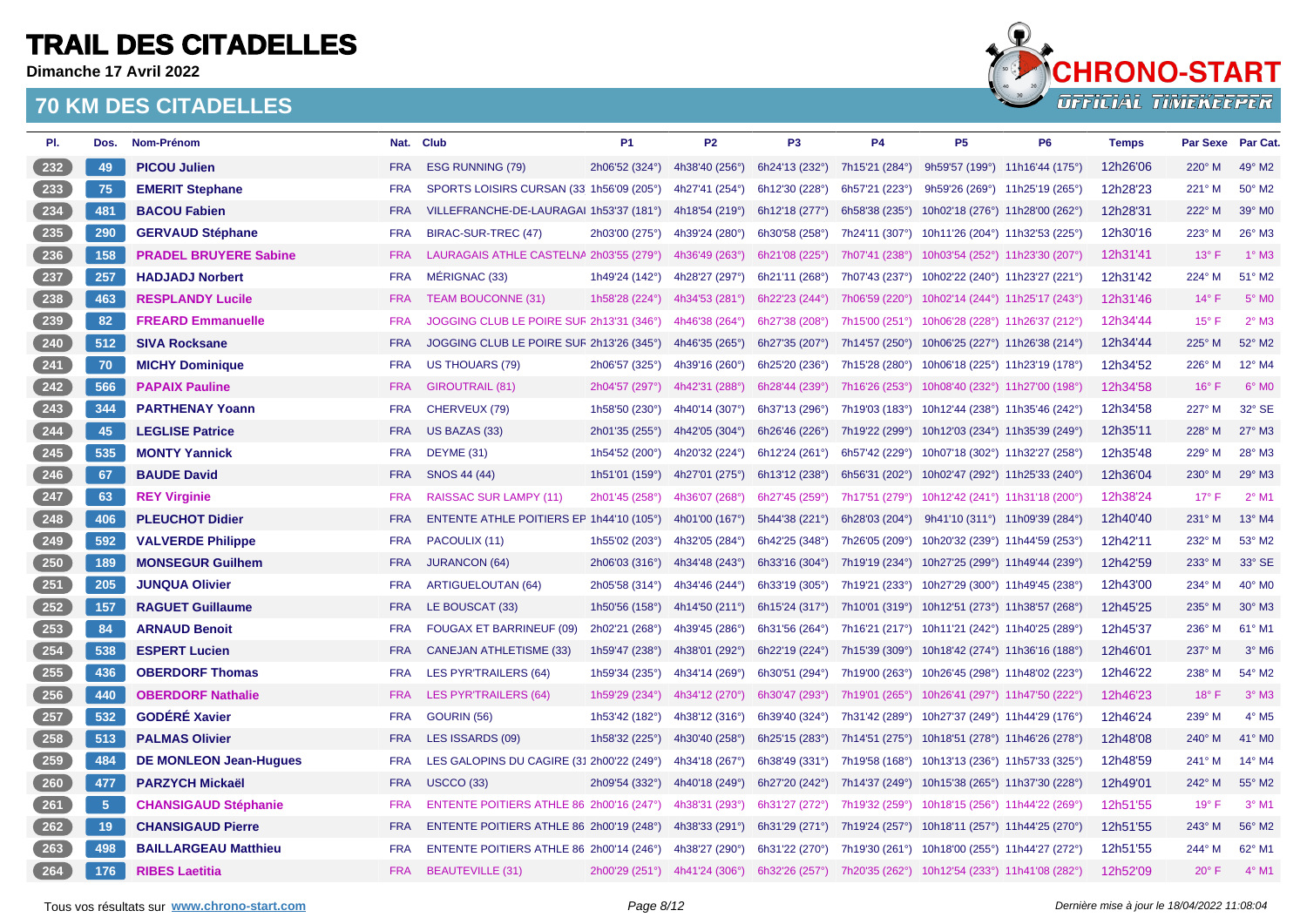# TRAIL DES CITADELLES

**Dimanche 17 Avril 2022**

## 70 KM DES CITADELLES

| Pl. | Dos. | Nom-Prénom | Nat. | Club | P1 | P2 | P3 | P4 | P5 | P6 | Temps | Par Sexe | Par Cat. |
|---|---|---|---|---|---|---|---|---|---|---|---|---|---|
| 232 | 49 | **PICOU Julien** | FRA | ESG RUNNING (79) | 2h06'52 (324°) | 4h38'40 (256°) | 6h24'13 (232°) | 7h15'21 (284°) | 9h59'57 (199°) | 11h16'44 (175°) | 12h26'06 | 220° M | 49° M2 |
| 233 | 75 | **EMERIT Stephane** | FRA | SPORTS LOISIRS CURSAN (33 | 1h56'09 (205°) | 4h27'41 (254°) | 6h12'30 (228°) | 6h57'21 (223°) | 9h59'26 (269°) | 11h25'19 (265°) | 12h28'23 | 221° M | 50° M2 |
| 234 | 481 | **BACOU Fabien** | FRA | VILLEFRANCHE-DE-LAURAGAI | 1h53'37 (181°) | 4h18'54 (219°) | 6h12'18 (277°) | 6h58'38 (235°) | 10h02'18 (276°) | 11h28'00 (262°) | 12h28'31 | 222° M | 39° M0 |
| 235 | 290 | **GERVAUD Stéphane** | FRA | BIRAC-SUR-TREC (47) | 2h03'00 (275°) | 4h39'24 (280°) | 6h30'58 (258°) | 7h24'11 (307°) | 10h11'26 (204°) | 11h32'53 (225°) | 12h30'16 | 223° M | 26° M3 |
| 236 | 158 | **PRADEL BRUYERE Sabine** | FRA | LAURAGAIS ATHLE CASTELNA | 2h03'55 (279°) | 4h36'49 (263°) | 6h21'08 (225°) | 7h07'41 (238°) | 10h03'54 (252°) | 11h23'30 (207°) | 12h31'41 | 13° F | 1° M3 |
| 237 | 257 | **HADJADJ Norbert** | FRA | MÉRIGNAC (33) | 1h49'24 (142°) | 4h28'27 (297°) | 6h21'11 (268°) | 7h07'43 (237°) | 10h02'22 (240°) | 11h23'27 (221°) | 12h31'42 | 224° M | 51° M2 |
| 238 | 463 | **RESPLANDY Lucile** | FRA | TEAM BOUCONNE (31) | 1h58'28 (224°) | 4h34'53 (281°) | 6h22'23 (244°) | 7h06'59 (220°) | 10h02'14 (244°) | 11h25'17 (243°) | 12h31'46 | 14° F | 5° M0 |
| 239 | 82 | **FREARD Emmanuelle** | FRA | JOGGING CLUB LE POIRE SUF | 2h13'31 (346°) | 4h46'38 (264°) | 6h27'38 (208°) | 7h15'00 (251°) | 10h06'28 (228°) | 11h26'37 (212°) | 12h34'44 | 15° F | 2° M3 |
| 240 | 512 | **SIVA Rocksane** | FRA | JOGGING CLUB LE POIRE SUF | 2h13'26 (345°) | 4h46'35 (265°) | 6h27'35 (207°) | 7h14'57 (250°) | 10h06'25 (227°) | 11h26'38 (214°) | 12h34'44 | 225° M | 52° M2 |
| 241 | 70 | **MICHY Dominique** | FRA | US THOUARS (79) | 2h06'57 (325°) | 4h39'16 (260°) | 6h25'20 (236°) | 7h15'28 (280°) | 10h06'18 (225°) | 11h23'19 (178°) | 12h34'52 | 226° M | 12° M4 |
| 242 | 566 | **PAPAIX Pauline** | FRA | GIROUTRAIL (81) | 2h04'57 (297°) | 4h42'31 (288°) | 6h28'44 (239°) | 7h16'26 (253°) | 10h08'40 (232°) | 11h27'00 (198°) | 12h34'58 | 16° F | 6° M0 |
| 243 | 344 | **PARTHENAY Yoann** | FRA | CHERVEUX (79) | 1h58'50 (230°) | 4h40'14 (307°) | 6h37'13 (296°) | 7h19'03 (183°) | 10h12'44 (238°) | 11h35'46 (242°) | 12h34'58 | 227° M | 32° SE |
| 244 | 45 | **LEGLISE Patrice** | FRA | US BAZAS (33) | 2h01'35 (255°) | 4h42'05 (304°) | 6h26'46 (226°) | 7h19'22 (299°) | 10h12'03 (234°) | 11h35'39 (249°) | 12h35'11 | 228° M | 27° M3 |
| 245 | 535 | **MONTY Yannick** | FRA | DEYME (31) | 1h54'52 (200°) | 4h20'32 (224°) | 6h12'24 (261°) | 6h57'42 (229°) | 10h07'18 (302°) | 11h32'27 (258°) | 12h35'48 | 229° M | 28° M3 |
| 246 | 67 | **BAUDE David** | FRA | SNOS 44 (44) | 1h51'01 (159°) | 4h27'01 (275°) | 6h13'12 (238°) | 6h56'31 (202°) | 10h02'47 (292°) | 11h25'33 (240°) | 12h36'04 | 230° M | 29° M3 |
| 247 | 63 | **REY Virginie** | FRA | RAISSAC SUR LAMPY (11) | 2h01'45 (258°) | 4h36'07 (268°) | 6h27'45 (259°) | 7h17'51 (279°) | 10h12'42 (241°) | 11h31'18 (200°) | 12h38'24 | 17° F | 2° M1 |
| 248 | 406 | **PLEUCHOT Didier** | FRA | ENTENTE ATHLE POITIERS EF | 1h44'10 (105°) | 4h01'00 (167°) | 5h44'38 (221°) | 6h28'03 (204°) | 9h41'10 (311°) | 11h09'39 (284°) | 12h40'40 | 231° M | 13° M4 |
| 249 | 592 | **VALVERDE Philippe** | FRA | PACOULIX (11) | 1h55'02 (203°) | 4h32'05 (284°) | 6h42'25 (348°) | 7h26'05 (209°) | 10h20'32 (239°) | 11h44'59 (253°) | 12h42'11 | 232° M | 53° M2 |
| 250 | 189 | **MONSEGUR Guilhem** | FRA | JURANCON (64) | 2h06'03 (316°) | 4h34'48 (243°) | 6h33'16 (304°) | 7h19'19 (234°) | 10h27'25 (299°) | 11h49'44 (239°) | 12h42'59 | 233° M | 33° SE |
| 251 | 205 | **JUNQUA Olivier** | FRA | ARTIGUELOUTAN (64) | 2h05'58 (314°) | 4h34'46 (244°) | 6h33'19 (305°) | 7h19'21 (233°) | 10h27'29 (300°) | 11h49'45 (238°) | 12h43'00 | 234° M | 40° M0 |
| 252 | 157 | **RAGUET Guillaume** | FRA | LE BOUSCAT (33) | 1h50'56 (158°) | 4h14'50 (211°) | 6h15'24 (317°) | 7h10'01 (319°) | 10h12'51 (273°) | 11h38'57 (268°) | 12h45'25 | 235° M | 30° M3 |
| 253 | 84 | **ARNAUD Benoit** | FRA | FOUGAX ET BARRINEUF (09) | 2h02'21 (268°) | 4h39'45 (286°) | 6h31'56 (264°) | 7h16'21 (217°) | 10h11'21 (242°) | 11h40'25 (289°) | 12h45'37 | 236° M | 61° M1 |
| 254 | 538 | **ESPERT Lucien** | FRA | CANEJAN ATHLETISME (33) | 1h59'47 (238°) | 4h38'01 (292°) | 6h22'19 (224°) | 7h15'39 (309°) | 10h18'42 (274°) | 11h36'16 (188°) | 12h46'01 | 237° M | 3° M6 |
| 255 | 436 | **OBERDORF Thomas** | FRA | LES PYR'TRAILERS (64) | 1h59'34 (235°) | 4h34'14 (269°) | 6h30'51 (294°) | 7h19'00 (263°) | 10h26'45 (298°) | 11h48'02 (223°) | 12h46'22 | 238° M | 54° M2 |
| 256 | 440 | **OBERDORF Nathalie** | FRA | LES PYR'TRAILERS (64) | 1h59'29 (234°) | 4h34'12 (270°) | 6h30'47 (293°) | 7h19'01 (265°) | 10h26'41 (297°) | 11h47'50 (222°) | 12h46'23 | 18° F | 3° M3 |
| 257 | 532 | **GODÉRÉ Xavier** | FRA | GOURIN (56) | 1h53'42 (182°) | 4h38'12 (316°) | 6h39'40 (324°) | 7h31'42 (289°) | 10h27'37 (249°) | 11h44'29 (176°) | 12h46'24 | 239° M | 4° M5 |
| 258 | 513 | **PALMAS Olivier** | FRA | LES ISSARDS (09) | 1h58'32 (225°) | 4h30'40 (258°) | 6h25'15 (283°) | 7h14'51 (275°) | 10h18'51 (278°) | 11h46'26 (278°) | 12h48'08 | 240° M | 41° M0 |
| 259 | 484 | **DE MONLEON Jean-Hugues** | FRA | LES GALOPINS DU CAGIRE (31 | 2h00'22 (249°) | 4h34'18 (267°) | 6h38'49 (331°) | 7h19'58 (168°) | 10h13'13 (236°) | 11h57'33 (325°) | 12h48'59 | 241° M | 14° M4 |
| 260 | 477 | **PARZYCH Mickaël** | FRA | USCCO (33) | 2h09'54 (332°) | 4h40'18 (249°) | 6h27'20 (242°) | 7h14'37 (249°) | 10h15'38 (265°) | 11h37'30 (228°) | 12h49'01 | 242° M | 55° M2 |
| 261 | 5 | **CHANSIGAUD Stéphanie** | FRA | ENTENTE POITIERS ATHLE 86 | 2h00'16 (247°) | 4h38'31 (293°) | 6h31'27 (272°) | 7h19'32 (259°) | 10h18'15 (256°) | 11h44'22 (269°) | 12h51'55 | 19° F | 3° M1 |
| 262 | 19 | **CHANSIGAUD Pierre** | FRA | ENTENTE POITIERS ATHLE 86 | 2h00'19 (248°) | 4h38'33 (291°) | 6h31'29 (271°) | 7h19'24 (257°) | 10h18'11 (257°) | 11h44'25 (270°) | 12h51'55 | 243° M | 56° M2 |
| 263 | 498 | **BAILLARGEAU Matthieu** | FRA | ENTENTE POITIERS ATHLE 86 | 2h00'14 (246°) | 4h38'27 (290°) | 6h31'22 (270°) | 7h19'30 (261°) | 10h18'00 (255°) | 11h44'27 (272°) | 12h51'55 | 244° M | 62° M1 |
| 264 | 176 | **RIBES Laetitia** | FRA | BEAUTEVILLE (31) | 2h00'29 (251°) | 4h41'24 (306°) | 6h32'26 (257°) | 7h20'35 (262°) | 10h12'54 (233°) | 11h41'08 (282°) | 12h52'09 | 20° F | 4° M1 |

Tous vos résultats sur www.chrono-start.com

*Dernière mise à jour le 18/04/2022 11:08:04*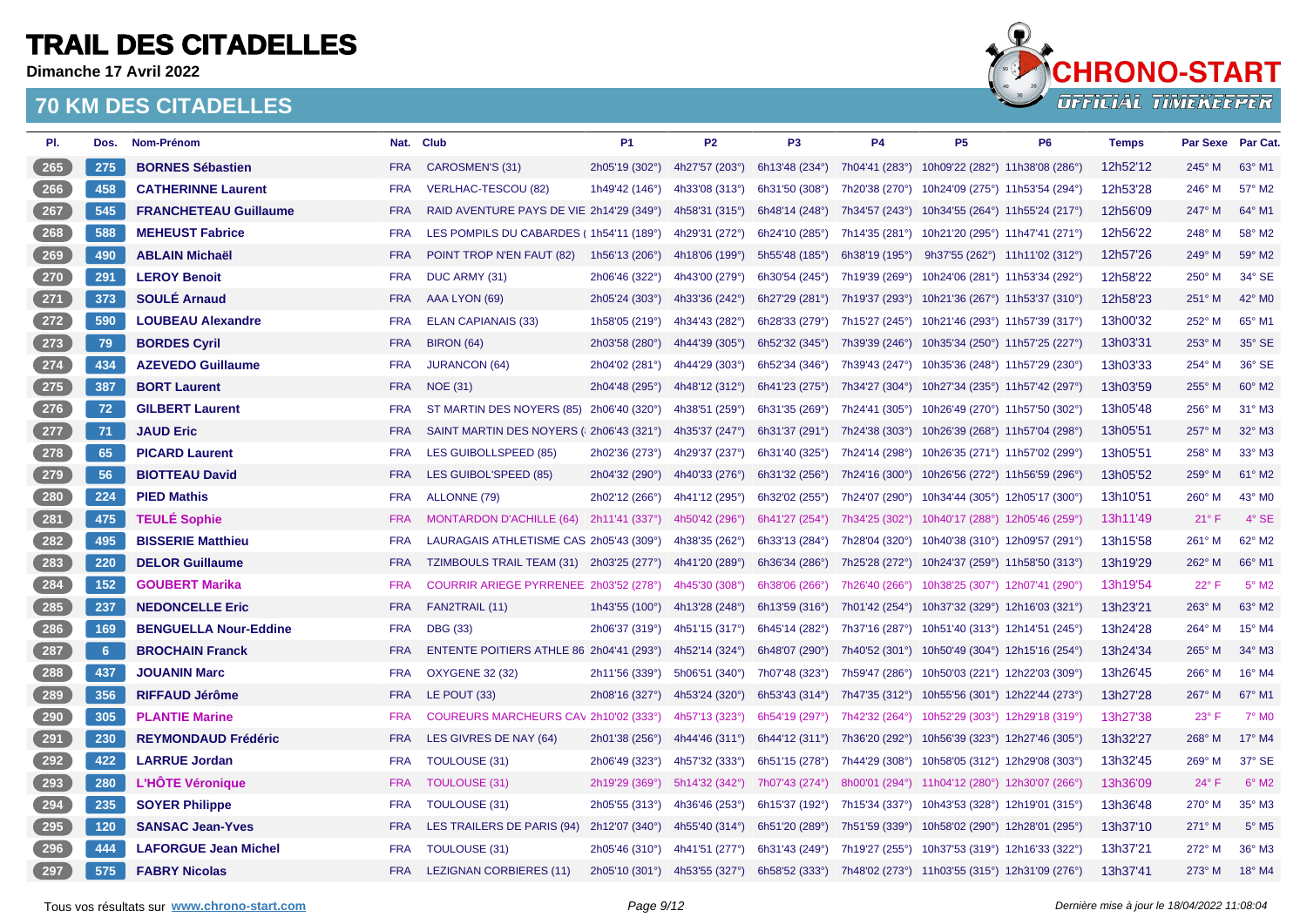# TRAIL DES CITADELLES

**Dimanche 17 Avril 2022**

## 70 KM DES CITADELLES

| Pl. | Dos. | Nom-Prénom | Nat. | Club | P1 | P2 | P3 | P4 | P5 | P6 | Temps | Par Sexe | Par Cat. |
|---|---|---|---|---|---|---|---|---|---|---|---|---|---|
| 265 | 275 | **BORNES Sébastien** | FRA | CAROSMEN'S (31) | 2h05'19 (302°) | 4h27'57 (203°) | 6h13'48 (234°) | 7h04'41 (283°) | 10h09'22 (282°) | 11h38'08 (286°) | 12h52'12 | 245° M | 63° M1 |
| 266 | 458 | **CATHERINNE Laurent** | FRA | VERLHAC-TESCOU (82) | 1h49'42 (146°) | 4h33'08 (313°) | 6h31'50 (308°) | 7h20'38 (270°) | 10h24'09 (275°) | 11h53'54 (294°) | 12h53'28 | 246° M | 57° M2 |
| 267 | 545 | **FRANCHETEAU Guillaume** | FRA | RAID AVENTURE PAYS DE VIE | 2h14'29 (349°) | 4h58'31 (315°) | 6h48'14 (248°) | 7h34'57 (243°) | 10h34'55 (264°) | 11h55'24 (217°) | 12h56'09 | 247° M | 64° M1 |
| 268 | 588 | **MEHEUST Fabrice** | FRA | LES POMPILS DU CABARDES ( | 1h54'11 (189°) | 4h29'31 (272°) | 6h24'10 (285°) | 7h14'35 (281°) | 10h21'20 (295°) | 11h47'41 (271°) | 12h56'22 | 248° M | 58° M2 |
| 269 | 490 | **ABLAIN Michaël** | FRA | POINT TROP N'EN FAUT (82) | 1h56'13 (206°) | 4h18'06 (199°) | 5h55'48 (185°) | 6h38'19 (195°) | 9h37'55 (262°) | 11h11'02 (312°) | 12h57'26 | 249° M | 59° M2 |
| 270 | 291 | **LEROY Benoit** | FRA | DUC ARMY (31) | 2h06'46 (322°) | 4h43'00 (279°) | 6h30'54 (245°) | 7h19'39 (269°) | 10h24'06 (281°) | 11h53'34 (292°) | 12h58'22 | 250° M | 34° SE |
| 271 | 373 | **SOULÉ Arnaud** | FRA | AAA LYON (69) | 2h05'24 (303°) | 4h33'36 (242°) | 6h27'29 (281°) | 7h19'37 (293°) | 10h21'36 (267°) | 11h53'37 (310°) | 12h58'23 | 251° M | 42° M0 |
| 272 | 590 | **LOUBEAU Alexandre** | FRA | ELAN CAPIANAIS (33) | 1h58'05 (219°) | 4h34'43 (282°) | 6h28'33 (279°) | 7h15'27 (245°) | 10h21'46 (293°) | 11h57'39 (317°) | 13h00'32 | 252° M | 65° M1 |
| 273 | 79 | **BORDES Cyril** | FRA | BIRON (64) | 2h03'58 (280°) | 4h44'39 (305°) | 6h52'32 (345°) | 7h39'39 (246°) | 10h35'34 (250°) | 11h57'25 (227°) | 13h03'31 | 253° M | 35° SE |
| 274 | 434 | **AZEVEDO Guillaume** | FRA | JURANCON (64) | 2h04'02 (281°) | 4h44'29 (303°) | 6h52'34 (346°) | 7h39'43 (247°) | 10h35'36 (248°) | 11h57'29 (230°) | 13h03'33 | 254° M | 36° SE |
| 275 | 387 | **BORT Laurent** | FRA | NOE (31) | 2h04'48 (295°) | 4h48'12 (312°) | 6h41'23 (275°) | 7h34'27 (304°) | 10h27'34 (235°) | 11h57'42 (297°) | 13h03'59 | 255° M | 60° M2 |
| 276 | 72 | **GILBERT Laurent** | FRA | ST MARTIN DES NOYERS (85) | 2h06'40 (320°) | 4h38'51 (259°) | 6h31'35 (269°) | 7h24'41 (305°) | 10h26'49 (270°) | 11h57'50 (302°) | 13h05'48 | 256° M | 31° M3 |
| 277 | 71 | **JAUD Eric** | FRA | SAINT MARTIN DES NOYERS ( | 2h06'43 (321°) | 4h35'37 (247°) | 6h31'37 (291°) | 7h24'38 (303°) | 10h26'39 (268°) | 11h57'04 (298°) | 13h05'51 | 257° M | 32° M3 |
| 278 | 65 | **PICARD Laurent** | FRA | LES GUIBOLLSPEED (85) | 2h02'36 (273°) | 4h29'37 (237°) | 6h31'40 (325°) | 7h24'14 (298°) | 10h26'35 (271°) | 11h57'02 (299°) | 13h05'51 | 258° M | 33° M3 |
| 279 | 56 | **BIOTTEAU David** | FRA | LES GUIBOL'SPEED (85) | 2h04'32 (290°) | 4h40'33 (276°) | 6h31'32 (256°) | 7h24'16 (300°) | 10h26'56 (272°) | 11h56'59 (296°) | 13h05'52 | 259° M | 61° M2 |
| 280 | 224 | **PIED Mathis** | FRA | ALLONNE (79) | 2h02'12 (266°) | 4h41'12 (295°) | 6h32'02 (255°) | 7h24'07 (290°) | 10h34'44 (305°) | 12h05'17 (300°) | 13h10'51 | 260° M | 43° M0 |
| 281 | 475 | **TEULÉ Sophie** | FRA | MONTARDON D'ACHILLE (64) | 2h11'41 (337°) | 4h50'42 (296°) | 6h41'27 (254°) | 7h34'25 (302°) | 10h40'17 (288°) | 12h05'46 (259°) | 13h11'49 | 21° F | 4° SE |
| 282 | 495 | **BISSERIE Matthieu** | FRA | LAURAGAIS ATHLETISME CAS | 2h05'43 (309°) | 4h38'35 (262°) | 6h33'13 (284°) | 7h28'04 (320°) | 10h40'38 (310°) | 12h09'57 (291°) | 13h15'58 | 261° M | 62° M2 |
| 283 | 220 | **DELOR Guillaume** | FRA | TZIMBOULS TRAIL TEAM (31) | 2h03'25 (277°) | 4h41'20 (289°) | 6h36'34 (286°) | 7h25'28 (272°) | 10h24'37 (259°) | 11h58'50 (313°) | 13h19'29 | 262° M | 66° M1 |
| 284 | 152 | **GOUBERT Marika** | FRA | COURRIR ARIEGE PYRRENEE | 2h03'52 (278°) | 4h45'30 (308°) | 6h38'06 (266°) | 7h26'40 (266°) | 10h38'25 (307°) | 12h07'41 (290°) | 13h19'54 | 22° F | 5° M2 |
| 285 | 237 | **NEDONCELLE Eric** | FRA | FAN2TRAIL (11) | 1h43'55 (100°) | 4h13'28 (248°) | 6h13'59 (316°) | 7h01'42 (254°) | 10h37'32 (329°) | 12h16'03 (321°) | 13h23'21 | 263° M | 63° M2 |
| 286 | 169 | **BENGUELLA Nour-Eddine** | FRA | DBG (33) | 2h06'37 (319°) | 4h51'15 (317°) | 6h45'14 (282°) | 7h37'16 (287°) | 10h51'40 (313°) | 12h14'51 (245°) | 13h24'28 | 264° M | 15° M4 |
| 287 | 6 | **BROCHAIN Franck** | FRA | ENTENTE POITIERS ATHLE 86 | 2h04'41 (293°) | 4h52'14 (324°) | 6h48'07 (290°) | 7h40'52 (301°) | 10h50'49 (304°) | 12h15'16 (254°) | 13h24'34 | 265° M | 34° M3 |
| 288 | 437 | **JOUANIN Marc** | FRA | OXYGENE 32 (32) | 2h11'56 (339°) | 5h06'51 (340°) | 7h07'48 (323°) | 7h59'47 (286°) | 10h50'03 (221°) | 12h22'03 (309°) | 13h26'45 | 266° M | 16° M4 |
| 289 | 356 | **RIFFAUD Jérôme** | FRA | LE POUT (33) | 2h08'16 (327°) | 4h53'24 (320°) | 6h53'43 (314°) | 7h47'35 (312°) | 10h55'56 (301°) | 12h22'44 (273°) | 13h27'28 | 267° M | 67° M1 |
| 290 | 305 | **PLANTIE Marine** | FRA | COUREURS MARCHEURS CAV | 2h10'02 (333°) | 4h57'13 (323°) | 6h54'19 (297°) | 7h42'32 (264°) | 10h52'29 (303°) | 12h29'18 (319°) | 13h27'38 | 23° F | 7° M0 |
| 291 | 230 | **REYMONDAUD Frédéric** | FRA | LES GIVRES DE NAY (64) | 2h01'38 (256°) | 4h44'46 (311°) | 6h44'12 (311°) | 7h36'20 (292°) | 10h56'39 (323°) | 12h27'46 (305°) | 13h32'27 | 268° M | 17° M4 |
| 292 | 422 | **LARRUE Jordan** | FRA | TOULOUSE (31) | 2h06'49 (323°) | 4h57'32 (333°) | 6h51'15 (278°) | 7h44'29 (308°) | 10h58'05 (312°) | 12h29'08 (303°) | 13h32'45 | 269° M | 37° SE |
| 293 | 280 | **L'HÔTE Véronique** | FRA | TOULOUSE (31) | 2h19'29 (369°) | 5h14'32 (342°) | 7h07'43 (274°) | 8h00'01 (294°) | 11h04'12 (280°) | 12h30'07 (266°) | 13h36'09 | 24° F | 6° M2 |
| 294 | 235 | **SOYER Philippe** | FRA | TOULOUSE (31) | 2h05'55 (313°) | 4h36'46 (253°) | 6h15'37 (192°) | 7h15'34 (337°) | 10h43'53 (328°) | 12h19'01 (315°) | 13h36'48 | 270° M | 35° M3 |
| 295 | 120 | **SANSAC Jean-Yves** | FRA | LES TRAILERS DE PARIS (94) | 2h12'07 (340°) | 4h55'40 (314°) | 6h51'20 (289°) | 7h51'59 (339°) | 10h58'02 (290°) | 12h28'01 (295°) | 13h37'10 | 271° M | 5° M5 |
| 296 | 444 | **LAFORGUE Jean Michel** | FRA | TOULOUSE (31) | 2h05'46 (310°) | 4h41'51 (277°) | 6h31'43 (249°) | 7h19'27 (255°) | 10h37'53 (319°) | 12h16'33 (322°) | 13h37'21 | 272° M | 36° M3 |
| 297 | 575 | **FABRY Nicolas** | FRA | LEZIGNAN CORBIERES (11) | 2h05'10 (301°) | 4h53'55 (327°) | 6h58'52 (333°) | 7h48'02 (273°) | 11h03'55 (315°) | 12h31'09 (276°) | 13h37'41 | 273° M | 18° M4 |

Tous vos résultats sur www.chrono-start.com

Dernière mise à jour le 18/04/2022 11:08:04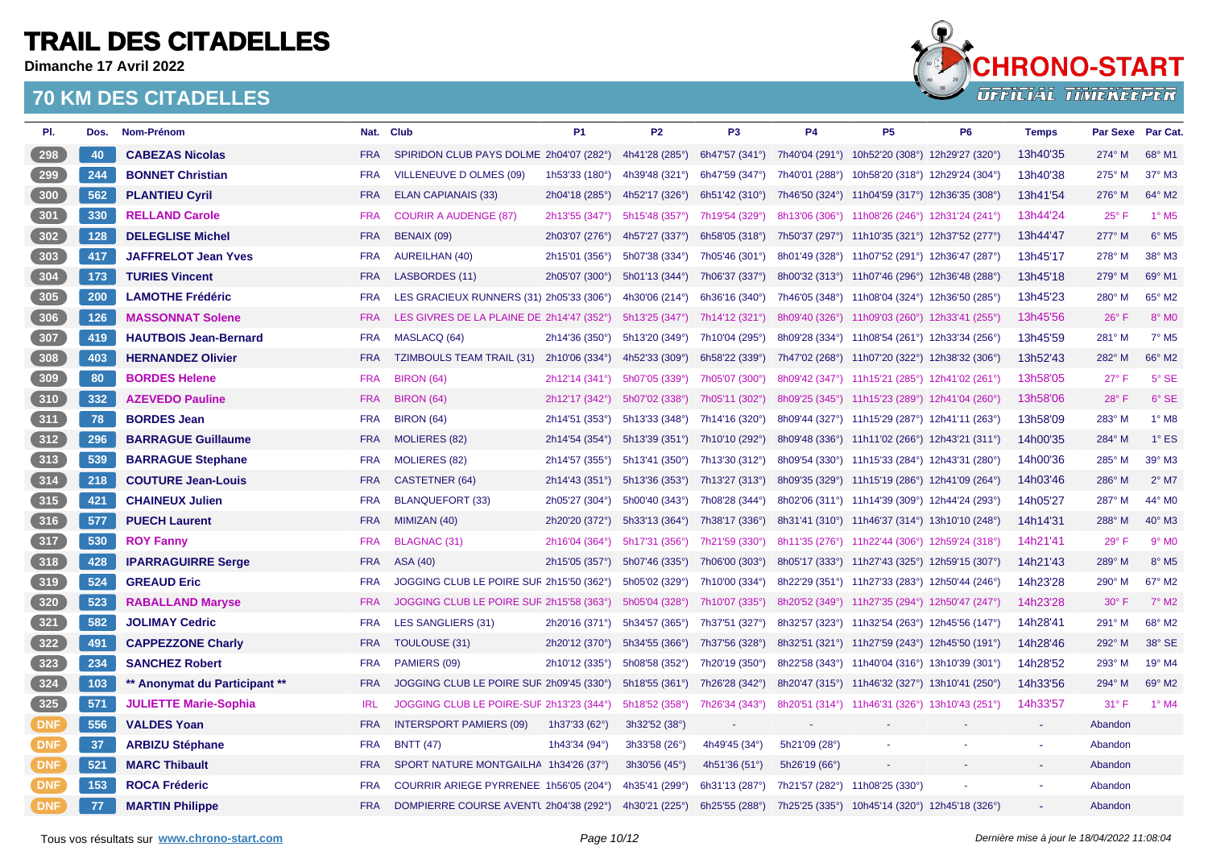# TRAIL DES CITADELLES

**Dimanche 17 Avril 2022**

## 70 KM DES CITADELLES

| Pl. | Dos. | Nom-Prénom | Nat. | Club | P1 | P2 | P3 | P4 | P5 | P6 | Temps | Par Sexe | Par Cat. |
|---|---|---|---|---|---|---|---|---|---|---|---|---|---|
| 298 | 40 | **CABEZAS Nicolas** | FRA | SPIRIDON CLUB PAYS DOLME | 2h04'07 (282°) | 4h41'28 (285°) | 6h47'57 (341°) | 7h40'04 (291°) | 10h52'20 (308°) | 12h29'27 (320°) | 13h40'35 | 274° M | 68° M1 |
| 299 | 244 | **BONNET Christian** | FRA | VILLENEUVE D OLMES (09) | 1h53'33 (180°) | 4h39'48 (321°) | 6h47'59 (347°) | 7h40'01 (288°) | 10h58'20 (318°) | 12h29'24 (304°) | 13h40'38 | 275° M | 37° M3 |
| 300 | 562 | **PLANTIEU Cyril** | FRA | ELAN CAPIANAIS (33) | 2h04'18 (285°) | 4h52'17 (326°) | 6h51'42 (310°) | 7h46'50 (324°) | 11h04'59 (317°) | 12h36'35 (308°) | 13h41'54 | 276° M | 64° M2 |
| 301 | 330 | **RELLAND Carole** | FRA | COURIR A AUDENGE (87) | 2h13'55 (347°) | 5h15'48 (357°) | 7h19'54 (329°) | 8h13'06 (306°) | 11h08'26 (246°) | 12h31'24 (241°) | 13h44'24 | 25° F | 1° M5 |
| 302 | 128 | **DELEGLISE Michel** | FRA | BENAIX (09) | 2h03'07 (276°) | 4h57'27 (337°) | 6h58'05 (318°) | 7h50'37 (297°) | 11h10'35 (321°) | 12h37'52 (277°) | 13h44'47 | 277° M | 6° M5 |
| 303 | 417 | **JAFFRELOT Jean Yves** | FRA | AUREILHAN (40) | 2h15'01 (356°) | 5h07'38 (334°) | 7h05'46 (301°) | 8h01'49 (328°) | 11h07'52 (291°) | 12h36'47 (287°) | 13h45'17 | 278° M | 38° M3 |
| 304 | 173 | **TURIES Vincent** | FRA | LASBORDES (11) | 2h05'07 (300°) | 5h01'13 (344°) | 7h06'37 (337°) | 8h00'32 (313°) | 11h07'46 (296°) | 12h36'48 (288°) | 13h45'18 | 279° M | 69° M1 |
| 305 | 200 | **LAMOTHE Frédéric** | FRA | LES GRACIEUX RUNNERS (31) | 2h05'33 (306°) | 4h30'06 (214°) | 6h36'16 (340°) | 7h46'05 (348°) | 11h08'04 (324°) | 12h36'50 (285°) | 13h45'23 | 280° M | 65° M2 |
| 306 | 126 | **MASSONNAT Solene** | FRA | LES GIVRES DE LA PLAINE DE | 2h14'47 (352°) | 5h13'25 (347°) | 7h14'12 (321°) | 8h09'40 (326°) | 11h09'03 (260°) | 12h33'41 (255°) | 13h45'56 | 26° F | 8° M0 |
| 307 | 419 | **HAUTBOIS Jean-Bernard** | FRA | MASLACQ (64) | 2h14'36 (350°) | 5h13'20 (349°) | 7h10'04 (295°) | 8h09'28 (334°) | 11h08'54 (261°) | 12h33'34 (256°) | 13h45'59 | 281° M | 7° M5 |
| 308 | 403 | **HERNANDEZ Olivier** | FRA | TZIMBOULS TEAM TRAIL (31) | 2h10'06 (334°) | 4h52'33 (309°) | 6h58'22 (339°) | 7h47'02 (268°) | 11h07'20 (322°) | 12h38'32 (306°) | 13h52'43 | 282° M | 66° M2 |
| 309 | 80 | **BORDES Helene** | FRA | BIRON (64) | 2h12'14 (341°) | 5h07'05 (339°) | 7h05'07 (300°) | 8h09'42 (347°) | 11h15'21 (285°) | 12h41'02 (261°) | 13h58'05 | 27° F | 5° SE |
| 310 | 332 | **AZEVEDO Pauline** | FRA | BIRON (64) | 2h12'17 (342°) | 5h07'02 (338°) | 7h05'11 (302°) | 8h09'25 (345°) | 11h15'23 (289°) | 12h41'04 (260°) | 13h58'06 | 28° F | 6° SE |
| 311 | 78 | **BORDES Jean** | FRA | BIRON (64) | 2h14'51 (353°) | 5h13'33 (348°) | 7h14'16 (320°) | 8h09'44 (327°) | 11h15'29 (287°) | 12h41'11 (263°) | 13h58'09 | 283° M | 1° M8 |
| 312 | 296 | **BARRAGUE Guillaume** | FRA | MOLIERES (82) | 2h14'54 (354°) | 5h13'39 (351°) | 7h10'10 (292°) | 8h09'48 (336°) | 11h11'02 (266°) | 12h43'21 (311°) | 14h00'35 | 284° M | 1° ES |
| 313 | 539 | **BARRAGUE Stephane** | FRA | MOLIERES (82) | 2h14'57 (355°) | 5h13'41 (350°) | 7h13'30 (312°) | 8h09'54 (330°) | 11h15'33 (284°) | 12h43'31 (280°) | 14h00'36 | 285° M | 39° M3 |
| 314 | 218 | **COUTURE Jean-Louis** | FRA | CASTETNER (64) | 2h14'43 (351°) | 5h13'36 (353°) | 7h13'27 (313°) | 8h09'35 (329°) | 11h15'19 (286°) | 12h41'09 (264°) | 14h03'46 | 286° M | 2° M7 |
| 315 | 421 | **CHAINEUX Julien** | FRA | BLANQUEFORT (33) | 2h05'27 (304°) | 5h00'40 (343°) | 7h08'28 (344°) | 8h02'06 (311°) | 11h14'39 (309°) | 12h44'24 (293°) | 14h05'27 | 287° M | 44° M0 |
| 316 | 577 | **PUECH Laurent** | FRA | MIMIZAN (40) | 2h20'20 (372°) | 5h33'13 (364°) | 7h38'17 (336°) | 8h31'41 (310°) | 11h46'37 (314°) | 13h10'10 (248°) | 14h14'31 | 288° M | 40° M3 |
| 317 | 530 | **ROY Fanny** | FRA | BLAGNAC (31) | 2h16'04 (364°) | 5h17'31 (356°) | 7h21'59 (330°) | 8h11'35 (276°) | 11h22'44 (306°) | 12h59'24 (318°) | 14h21'41 | 29° F | 9° M0 |
| 318 | 428 | **IPARRAGUIRRE Serge** | FRA | ASA (40) | 2h15'05 (357°) | 5h07'46 (335°) | 7h06'00 (303°) | 8h05'17 (333°) | 11h27'43 (325°) | 12h59'15 (307°) | 14h21'43 | 289° M | 8° M5 |
| 319 | 524 | **GREAUD Eric** | FRA | JOGGING CLUB LE POIRE SUF | 2h15'50 (362°) | 5h05'02 (329°) | 7h10'00 (334°) | 8h22'29 (351°) | 11h27'33 (283°) | 12h50'44 (246°) | 14h23'28 | 290° M | 67° M2 |
| 320 | 523 | **RABALLAND Maryse** | FRA | JOGGING CLUB LE POIRE SUF | 2h15'58 (363°) | 5h05'04 (328°) | 7h10'07 (335°) | 8h20'52 (349°) | 11h27'35 (294°) | 12h50'47 (247°) | 14h23'28 | 30° F | 7° M2 |
| 321 | 582 | **JOLIMAY Cedric** | FRA | LES SANGLIERS (31) | 2h20'16 (371°) | 5h34'57 (365°) | 7h37'51 (327°) | 8h32'57 (323°) | 11h32'54 (263°) | 12h45'56 (147°) | 14h28'41 | 291° M | 68° M2 |
| 322 | 491 | **CAPPEZZONE Charly** | FRA | TOULOUSE (31) | 2h20'12 (370°) | 5h34'55 (366°) | 7h37'56 (328°) | 8h32'51 (321°) | 11h27'59 (243°) | 12h45'50 (191°) | 14h28'46 | 292° M | 38° SE |
| 323 | 234 | **SANCHEZ Robert** | FRA | PAMIERS (09) | 2h10'12 (335°) | 5h08'58 (352°) | 7h20'19 (350°) | 8h22'58 (343°) | 11h40'04 (316°) | 13h10'39 (301°) | 14h28'52 | 293° M | 19° M4 |
| 324 | 103 | **** Anonymat du Participant **** | FRA | JOGGING CLUB LE POIRE SUF | 2h09'45 (330°) | 5h18'55 (361°) | 7h26'28 (342°) | 8h20'47 (315°) | 11h46'32 (327°) | 13h10'41 (250°) | 14h33'56 | 294° M | 69° M2 |
| 325 | 571 | **JULIETTE Marie-Sophia** | IRL | JOGGING CLUB LE POIRE-SUF | 2h13'23 (344°) | 5h18'52 (358°) | 7h26'34 (343°) | 8h20'51 (314°) | 11h46'31 (326°) | 13h10'43 (251°) | 14h33'57 | 31° F | 1° M4 |
| DNF | 556 | **VALDES Yoan** | FRA | INTERSPORT PAMIERS (09) | 1h37'33 (62°) | 3h32'52 (38°) | - | - | - | - | - | Abandon | |
| DNF | 37 | **ARBIZU Stéphane** | FRA | BNTT (47) | 1h43'34 (94°) | 3h33'58 (26°) | 4h49'45 (34°) | 5h21'09 (28°) | - | - | - | Abandon | |
| DNF | 521 | **MARC Thibault** | FRA | SPORT NATURE MONTGAILHA | 1h34'26 (37°) | 3h30'56 (45°) | 4h51'36 (51°) | 5h26'19 (66°) | - | - | - | Abandon | |
| DNF | 153 | **ROCA Fréderic** | FRA | COURRIR ARIEGE PYRRENEE | 1h56'05 (204°) | 4h35'41 (299°) | 6h31'13 (287°) | 7h21'57 (282°) | 11h08'25 (330°) | - | - | Abandon | |
| DNF | 77 | **MARTIN Philippe** | FRA | DOMPIERRE COURSE AVENTU | 2h04'38 (292°) | 4h30'21 (225°) | 6h25'55 (288°) | 7h25'25 (335°) | 10h45'14 (320°) | 12h45'18 (326°) | - | Abandon | |

Tous vos résultats sur www.chrono-start.com

*Dernière mise à jour le 18/04/2022 11:08:04*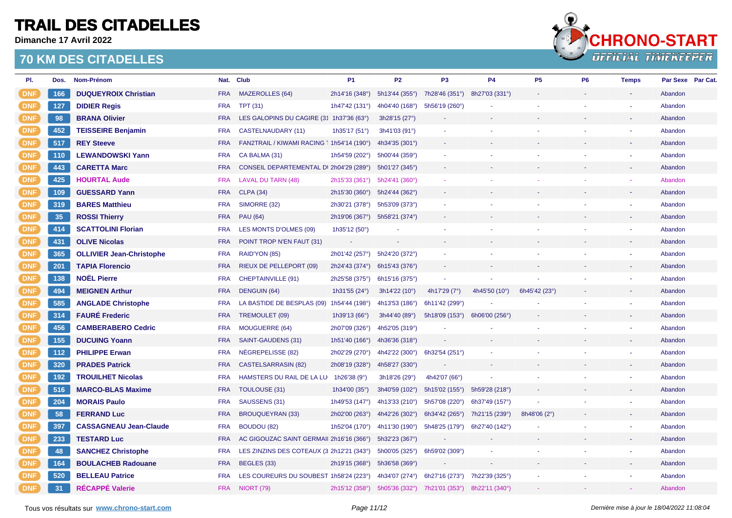# TRAIL DES CITADELLES

**Dimanche 17 Avril 2022**

## 70 KM DES CITADELLES

| Pl. | Dos. | Nom-Prénom | Nat. | Club | P1 | P2 | P3 | P4 | P5 | P6 | Temps | Par Sexe | Par Cat. |
|---|---|---|---|---|---|---|---|---|---|---|---|---|---|
| DNF | 166 | **DUQUEYROIX Christian** | FRA | MAZEROLLES (64) | 2h14'16 (348°) | 5h13'44 (355°) | 7h28'46 (351°) | 8h27'03 (331°) | - | - | - | Abandon | |
| DNF | 127 | **DIDIER Regis** | FRA | TPT (31) | 1h47'42 (131°) | 4h04'40 (168°) | 5h56'19 (260°) | - | - | - | - | Abandon | |
| DNF | 98 | **BRANA Olivier** | FRA | LES GALOPINS DU CAGIRE (31 | 1h37'36 (63°) | 3h28'15 (27°) | - | - | - | - | - | Abandon | |
| DNF | 452 | **TEISSEIRE Benjamin** | FRA | CASTELNAUDARY (11) | 1h35'17 (51°) | 3h41'03 (91°) | - | - | - | - | - | Abandon | |
| DNF | 517 | **REY Steeve** | FRA | FAN2TRAIL / KIWAMI RACING T | 1h54'14 (190°) | 4h34'35 (301°) | - | - | - | - | - | Abandon | |
| DNF | 110 | **LEWANDOWSKI Yann** | FRA | CA BALMA (31) | 1h54'59 (202°) | 5h00'44 (359°) | - | - | - | - | - | Abandon | |
| DNF | 443 | **CARETTA Marc** | FRA | CONSEIL DEPARTEMENTAL DI | 2h04'29 (289°) | 5h01'27 (345°) | - | - | - | - | - | Abandon | |
| DNF | 425 | **HOURTAL Aude** | FRA | LAVAL DU TARN (48) | 2h15'33 (361°) | 5h24'41 (360°) | - | - | - | - | - | Abandon | |
| DNF | 109 | **GUESSARD Yann** | FRA | CLPA (34) | 2h15'30 (360°) | 5h24'44 (362°) | - | - | - | - | - | Abandon | |
| DNF | 319 | **BARES Matthieu** | FRA | SIMORRE (32) | 2h30'21 (378°) | 5h53'09 (373°) | - | - | - | - | - | Abandon | |
| DNF | 35 | **ROSSI Thierry** | FRA | PAU (64) | 2h19'06 (367°) | 5h58'21 (374°) | - | - | - | - | - | Abandon | |
| DNF | 414 | **SCATTOLINI Florian** | FRA | LES MONTS D'OLMES (09) | 1h35'12 (50°) | - | - | - | - | - | - | Abandon | |
| DNF | 431 | **OLIVE Nicolas** | FRA | POINT TROP N'EN FAUT (31) | - | - | - | - | - | - | - | Abandon | |
| DNF | 365 | **OLLIVIER Jean-Christophe** | FRA | RAID'YON (85) | 2h01'42 (257°) | 5h24'20 (372°) | - | - | - | - | - | Abandon | |
| DNF | 201 | **TAPIA Florencio** | FRA | RIEUX DE PELLEPORT (09) | 2h24'43 (374°) | 6h15'43 (376°) | - | - | - | - | - | Abandon | |
| DNF | 138 | **NOËL Pierre** | FRA | CHEPTAINVILLE (91) | 2h25'58 (375°) | 6h15'16 (375°) | - | - | - | - | - | Abandon | |
| DNF | 494 | **MEIGNEN Arthur** | FRA | DENGUIN (64) | 1h31'55 (24°) | 3h14'22 (10°) | 4h17'29 (7°) | 4h45'50 (10°) | 6h45'42 (23°) | - | - | Abandon | |
| DNF | 585 | **ANGLADE Christophe** | FRA | LA BASTIDE DE BESPLAS (09) | 1h54'44 (198°) | 4h13'53 (186°) | 6h11'42 (299°) | - | - | - | - | Abandon | |
| DNF | 314 | **FAURÉ Frederic** | FRA | TREMOULET (09) | 1h39'13 (66°) | 3h44'40 (89°) | 5h18'09 (153°) | 6h06'00 (256°) | - | - | - | Abandon | |
| DNF | 456 | **CAMBERABERO Cedric** | FRA | MOUGUERRE (64) | 2h07'09 (326°) | 4h52'05 (319°) | - | - | - | - | - | Abandon | |
| DNF | 155 | **DUCUING Yoann** | FRA | SAINT-GAUDENS (31) | 1h51'40 (166°) | 4h36'36 (318°) | - | - | - | - | - | Abandon | |
| DNF | 112 | **PHILIPPE Erwan** | FRA | NÈGREPELISSE (82) | 2h02'29 (270°) | 4h42'22 (300°) | 6h32'54 (251°) | - | - | - | - | Abandon | |
| DNF | 320 | **PRADES Patrick** | FRA | CASTELSARRASIN (82) | 2h08'19 (328°) | 4h58'27 (330°) | - | - | - | - | - | Abandon | |
| DNF | 192 | **TROUILHET Nicolas** | FRA | HAMSTERS DU RAIL DE LA LU | 1h26'38 (9°) | 3h18'26 (29°) | 4h42'07 (66°) | - | - | - | - | Abandon | |
| DNF | 516 | **MARCO-BLAS Maxime** | FRA | TOULOUSE (31) | 1h34'00 (35°) | 3h40'59 (102°) | 5h15'02 (155°) | 5h59'28 (218°) | - | - | - | Abandon | |
| DNF | 204 | **MORAIS Paulo** | FRA | SAUSSENS (31) | 1h49'53 (147°) | 4h13'33 (210°) | 5h57'08 (220°) | 6h37'49 (157°) | - | - | - | Abandon | |
| DNF | 58 | **FERRAND Luc** | FRA | BROUQUEYRAN (33) | 2h02'00 (263°) | 4h42'26 (302°) | 6h34'42 (265°) | 7h21'15 (239°) | 8h48'06 (2°) | - | - | Abandon | |
| DNF | 397 | **CASSAGNEAU Jean-Claude** | FRA | BOUDOU (82) | 1h52'04 (170°) | 4h11'30 (190°) | 5h48'25 (179°) | 6h27'40 (142°) | - | - | - | Abandon | |
| DNF | 233 | **TESTARD Luc** | FRA | AC GIGOUZAC SAINT GERMAII | 2h16'16 (366°) | 5h32'23 (367°) | - | - | - | - | - | Abandon | |
| DNF | 48 | **SANCHEZ Christophe** | FRA | LES ZINZINS DES COTEAUX (3 | 2h12'21 (343°) | 5h00'05 (325°) | 6h59'02 (309°) | - | - | - | - | Abandon | |
| DNF | 164 | **BOULACHEB Radouane** | FRA | BEGLES (33) | 2h19'15 (368°) | 5h36'58 (369°) | - | - | - | - | - | Abandon | |
| DNF | 520 | **BELLEAU Patrice** | FRA | LES COUREURS DU SOUBEST | 1h58'24 (223°) | 4h34'07 (274°) | 6h27'16 (273°) | 7h22'39 (325°) | - | - | - | Abandon | |
| DNF | 31 | **RÉCAPPÉ Valerie** | FRA | NIORT (79) | 2h15'12 (358°) | 5h05'36 (332°) | 7h21'01 (353°) | 8h22'11 (340°) | - | - | - | Abandon | |

Tous vos résultats sur **www.chrono-start.com**

*Dernière mise à jour le 18/04/2022 11:08:04*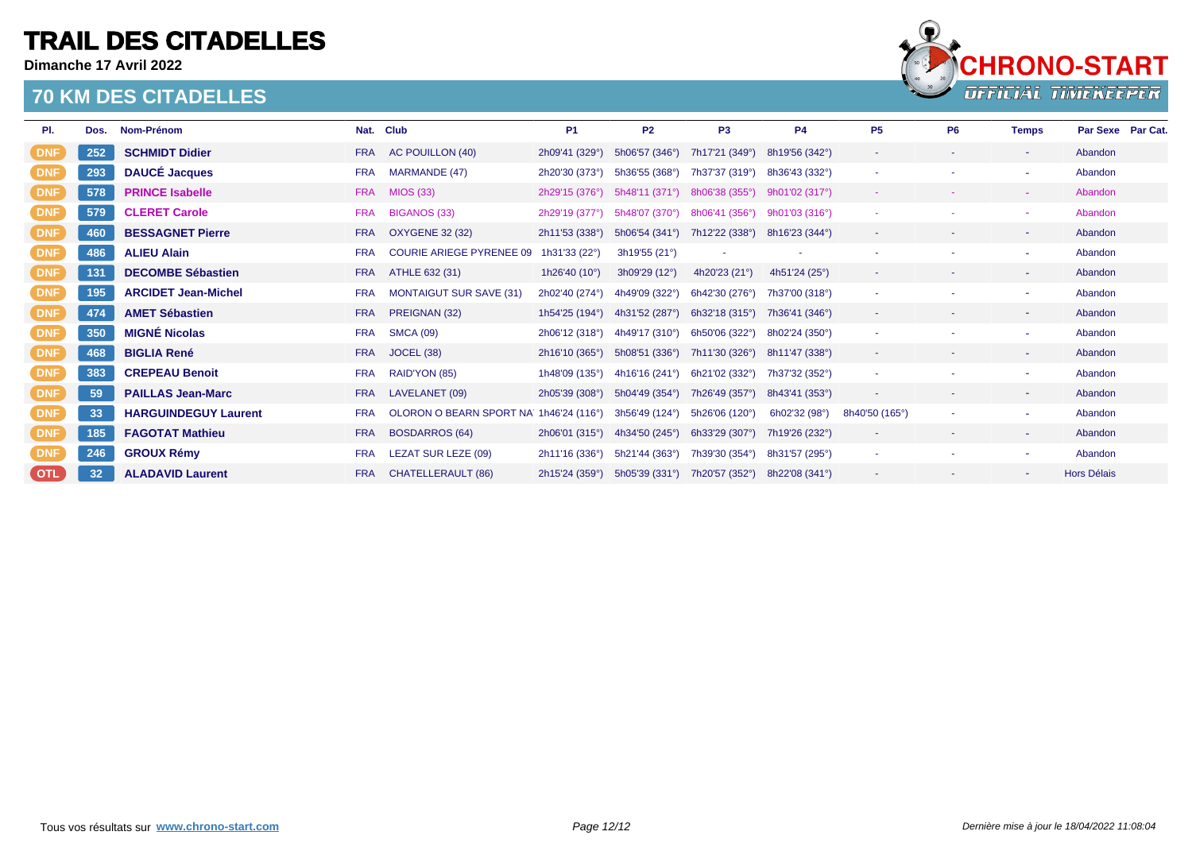# TRAIL DES CITADELLES

**Dimanche 17 Avril 2022**

## 70 KM DES CITADELLES

CHRONO-START
OFFICIAL TIMEKEEPER

| Pl. | Dos. | Nom-Prénom | Nat. | Club | P1 | P2 | P3 | P4 | P5 | P6 | Temps | Par Sexe | Par Cat. |
|---|---|---|---|---|---|---|---|---|---|---|---|---|---|
| DNF | 252 | **SCHMIDT Didier** | FRA | AC POUILLON (40) | 2h09'41 (329°) | 5h06'57 (346°) | 7h17'21 (349°) | 8h19'56 (342°) | - | - | - | Abandon | |
| DNF | 293 | **DAUCÉ Jacques** | FRA | MARMANDE (47) | 2h20'30 (373°) | 5h36'55 (368°) | 7h37'37 (319°) | 8h36'43 (332°) | - | - | - | Abandon | |
| DNF | 578 | **PRINCE Isabelle** | FRA | MIOS (33) | 2h29'15 (376°) | 5h48'11 (371°) | 8h06'38 (355°) | 9h01'02 (317°) | - | - | - | Abandon | |
| DNF | 579 | **CLERET Carole** | FRA | BIGANOS (33) | 2h29'19 (377°) | 5h48'07 (370°) | 8h06'41 (356°) | 9h01'03 (316°) | - | - | - | Abandon | |
| DNF | 460 | **BESSAGNET Pierre** | FRA | OXYGENE 32 (32) | 2h11'53 (338°) | 5h06'54 (341°) | 7h12'22 (338°) | 8h16'23 (344°) | - | - | - | Abandon | |
| DNF | 486 | **ALIEU Alain** | FRA | COURIE ARIEGE PYRENEE 09 | 1h31'33 (22°) | 3h19'55 (21°) | - | - | - | - | - | Abandon | |
| DNF | 131 | **DECOMBE Sébastien** | FRA | ATHLE 632 (31) | 1h26'40 (10°) | 3h09'29 (12°) | 4h20'23 (21°) | 4h51'24 (25°) | - | - | - | Abandon | |
| DNF | 195 | **ARCIDET Jean-Michel** | FRA | MONTAIGUT SUR SAVE (31) | 2h02'40 (274°) | 4h49'09 (322°) | 6h42'30 (276°) | 7h37'00 (318°) | - | - | - | Abandon | |
| DNF | 474 | **AMET Sébastien** | FRA | PREIGNAN (32) | 1h54'25 (194°) | 4h31'52 (287°) | 6h32'18 (315°) | 7h36'41 (346°) | - | - | - | Abandon | |
| DNF | 350 | **MIGNÉ Nicolas** | FRA | SMCA (09) | 2h06'12 (318°) | 4h49'17 (310°) | 6h50'06 (322°) | 8h02'24 (350°) | - | - | - | Abandon | |
| DNF | 468 | **BIGLIA René** | FRA | JOCEL (38) | 2h16'10 (365°) | 5h08'51 (336°) | 7h11'30 (326°) | 8h11'47 (338°) | - | - | - | Abandon | |
| DNF | 383 | **CREPEAU Benoit** | FRA | RAID'YON (85) | 1h48'09 (135°) | 4h16'16 (241°) | 6h21'02 (332°) | 7h37'32 (352°) | - | - | - | Abandon | |
| DNF | 59 | **PAILLAS Jean-Marc** | FRA | LAVELANET (09) | 2h05'39 (308°) | 5h04'49 (354°) | 7h26'49 (357°) | 8h43'41 (353°) | - | - | - | Abandon | |
| DNF | 33 | **HARGUINDEGUY Laurent** | FRA | OLORON O BEARN SPORT NA | 1h46'24 (116°) | 3h56'49 (124°) | 5h26'06 (120°) | 6h02'32 (98°) | 8h40'50 (165°) | - | - | Abandon | |
| DNF | 185 | **FAGOTAT Mathieu** | FRA | BOSDARROS (64) | 2h06'01 (315°) | 4h34'50 (245°) | 6h33'29 (307°) | 7h19'26 (232°) | - | - | - | Abandon | |
| DNF | 246 | **GROUX Rémy** | FRA | LEZAT SUR LEZE (09) | 2h11'16 (336°) | 5h21'44 (363°) | 7h39'30 (354°) | 8h31'57 (295°) | - | - | - | Abandon | |
| OTL | 32 | **ALADAVID Laurent** | FRA | CHATELLERAULT (86) | 2h15'24 (359°) | 5h05'39 (331°) | 7h20'57 (352°) | 8h22'08 (341°) | - | - | - | Hors Délais | |

Tous vos résultats sur **www.chrono-start.com**

*Dernière mise à jour le 18/04/2022 11:08:04*